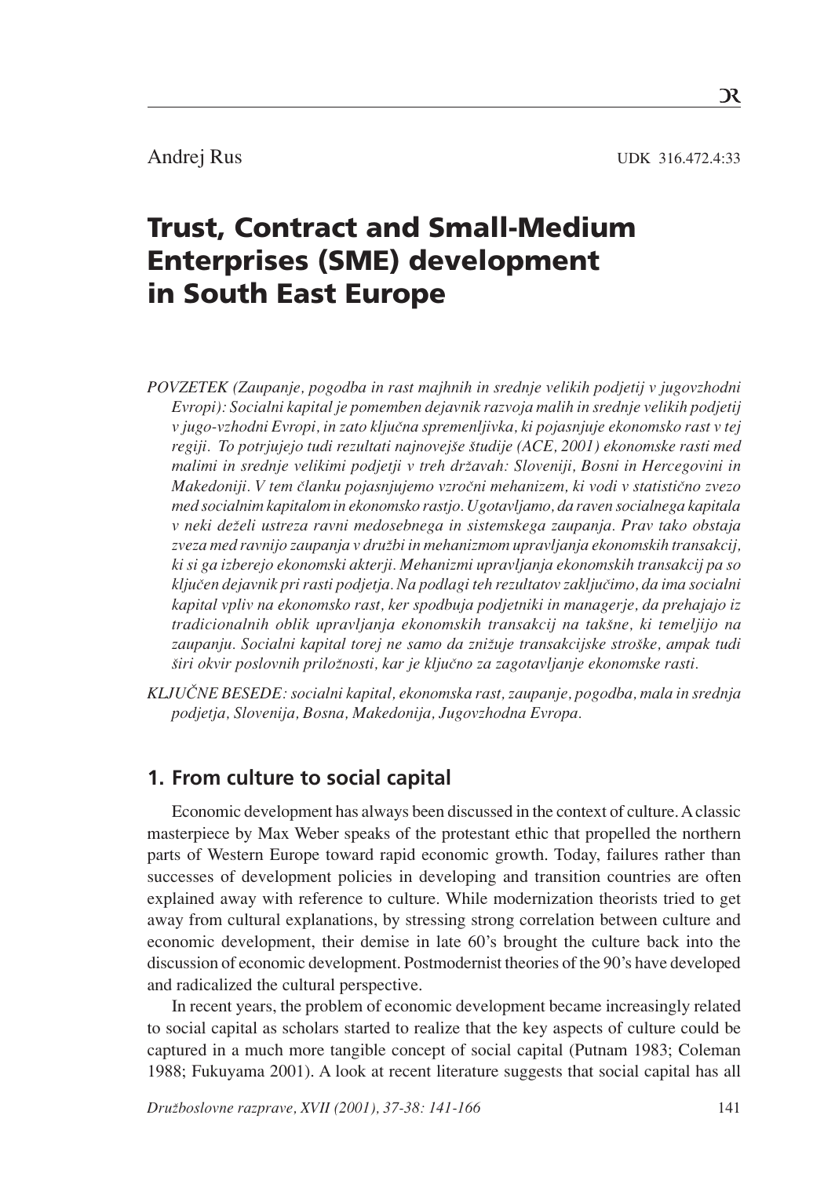Andrej Rus

UDK 316.472.4:33

# Trust, Contract and Small-Medium Enterprises (SME) development in South East Europe

*POVZETEK (Zaupanje, pogodba in rast majhnih in srednje velikih podjetij v jugovzhodni Evropi): Socialni kapital je pomemben dejavnik razvoja malih in srednje velikih podjetij v jugo-vzhodni Evropi, in zato ključna spremenljivka, ki pojasnjuje ekonomsko rast v tej regiji. To potrjujejo tudi rezultati najnovejše študije (ACE, 2001) ekonomske rasti med malimi in srednje velikimi podjetji v treh državah: Sloveniji, Bosni in Hercegovini in Makedoniji. V tem članku pojasnjujemo vzročni mehanizem, ki vodi v statistično zvezo med socialnim kapitalom in ekonomsko rastjo. Ugotavljamo, da raven socialnega kapitala v neki deželi ustreza ravni medosebnega in sistemskega zaupanja. Prav tako obstaja zveza med ravnijo zaupanja v družbi in mehanizmom upravljanja ekonomskih transakcij, ki si ga izberejo ekonomski akterji. Mehanizmi upravljanja ekonomskih transakcij pa so ključen dejavnik pri rasti podjetja. Na podlagi teh rezultatov zaključimo, da ima socialni kapital vpliv na ekonomsko rast, ker spodbuja podjetniki in managerje, da prehajajo iz tradicionalnih oblik upravljanja ekonomskih transakcij na takšne, ki temeljijo na zaupanju. Socialni kapital torej ne samo da znižuje transakcijske stroške, ampak tudi širi okvir poslovnih priložnosti, kar je ključno za zagotavljanje ekonomske rasti.*

*KLJUČNE BESEDE: socialni kapital, ekonomska rast, zaupanje, pogodba, mala in srednja podjetja, Slovenija, Bosna, Makedonija, Jugovzhodna Evropa.*

## 1. From culture to social capital

Economic development has always been discussed in the context of culture. A classic masterpiece by Max Weber speaks of the protestant ethic that propelled the northern parts of Western Europe toward rapid economic growth. Today, failures rather than successes of development policies in developing and transition countries are often explained away with reference to culture. While modernization theorists tried to get away from cultural explanations, by stressing strong correlation between culture and economic development, their demise in late 60's brought the culture back into the discussion of economic development. Postmodernist theories of the 90's have developed and radicalized the cultural perspective.

In recent years, the problem of economic development became increasingly related to social capital as scholars started to realize that the key aspects of culture could be captured in a much more tangible concept of social capital (Putnam 1983; Coleman 1988; Fukuyama 2001). A look at recent literature suggests that social capital has all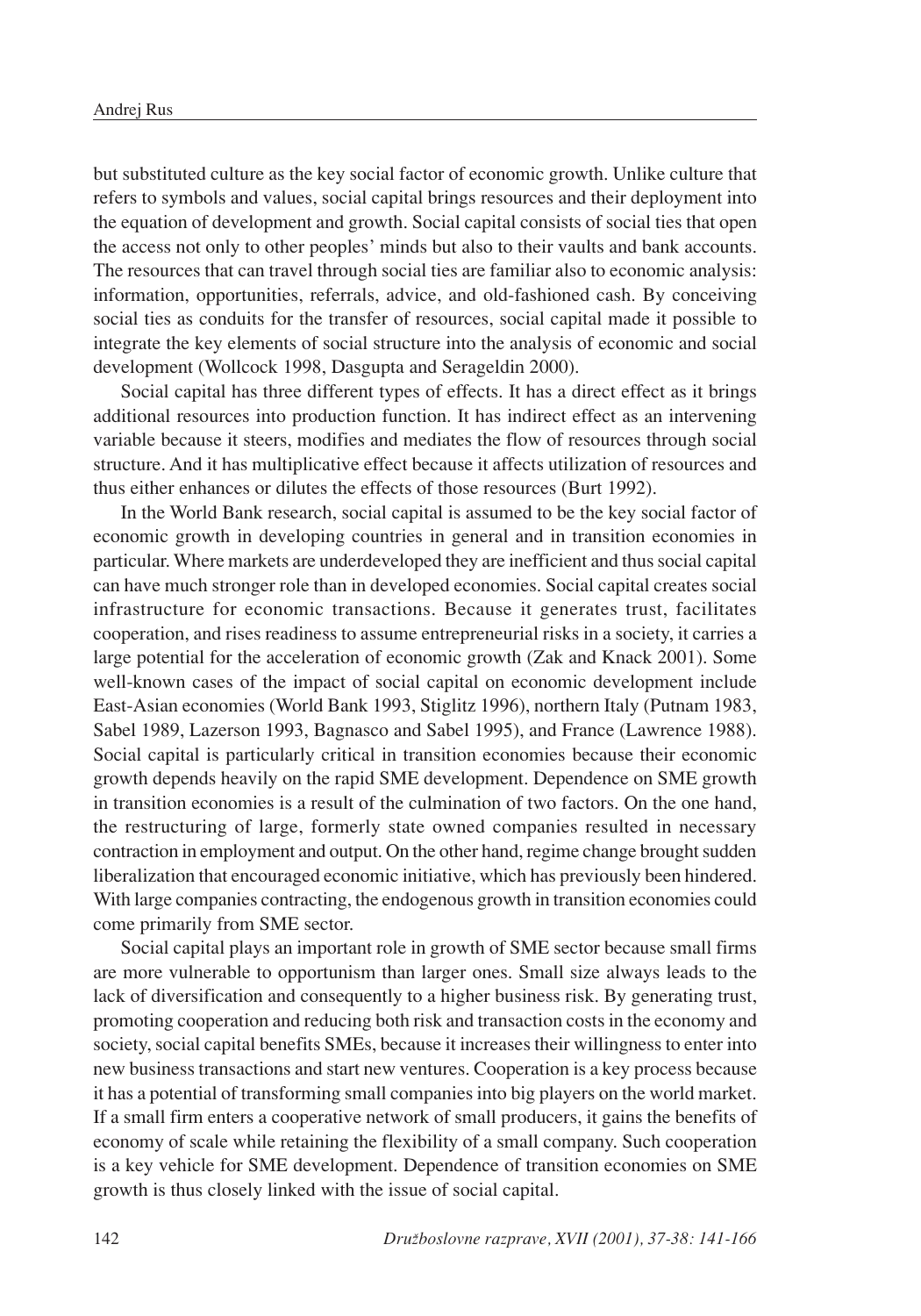but substituted culture as the key social factor of economic growth. Unlike culture that refers to symbols and values, social capital brings resources and their deployment into the equation of development and growth. Social capital consists of social ties that open the access not only to other peoples' minds but also to their vaults and bank accounts. The resources that can travel through social ties are familiar also to economic analysis: information, opportunities, referrals, advice, and old-fashioned cash. By conceiving social ties as conduits for the transfer of resources, social capital made it possible to integrate the key elements of social structure into the analysis of economic and social development (Wollcock 1998, Dasgupta and Serageldin 2000).

Social capital has three different types of effects. It has a direct effect as it brings additional resources into production function. It has indirect effect as an intervening variable because it steers, modifies and mediates the flow of resources through social structure. And it has multiplicative effect because it affects utilization of resources and thus either enhances or dilutes the effects of those resources (Burt 1992).

In the World Bank research, social capital is assumed to be the key social factor of economic growth in developing countries in general and in transition economies in particular. Where markets are underdeveloped they are inefficient and thus social capital can have much stronger role than in developed economies. Social capital creates social infrastructure for economic transactions. Because it generates trust, facilitates cooperation, and rises readiness to assume entrepreneurial risks in a society, it carries a large potential for the acceleration of economic growth (Zak and Knack 2001). Some well-known cases of the impact of social capital on economic development include East-Asian economies (World Bank 1993, Stiglitz 1996), northern Italy (Putnam 1983, Sabel 1989, Lazerson 1993, Bagnasco and Sabel 1995), and France (Lawrence 1988). Social capital is particularly critical in transition economies because their economic growth depends heavily on the rapid SME development. Dependence on SME growth in transition economies is a result of the culmination of two factors. On the one hand, the restructuring of large, formerly state owned companies resulted in necessary contraction in employment and output. On the other hand, regime change brought sudden liberalization that encouraged economic initiative, which has previously been hindered. With large companies contracting, the endogenous growth in transition economies could come primarily from SME sector.

Social capital plays an important role in growth of SME sector because small firms are more vulnerable to opportunism than larger ones. Small size always leads to the lack of diversification and consequently to a higher business risk. By generating trust, promoting cooperation and reducing both risk and transaction costs in the economy and society, social capital benefits SMEs, because it increases their willingness to enter into new business transactions and start new ventures. Cooperation is a key process because it has a potential of transforming small companies into big players on the world market. If a small firm enters a cooperative network of small producers, it gains the benefits of economy of scale while retaining the flexibility of a small company. Such cooperation is a key vehicle for SME development. Dependence of transition economies on SME growth is thus closely linked with the issue of social capital.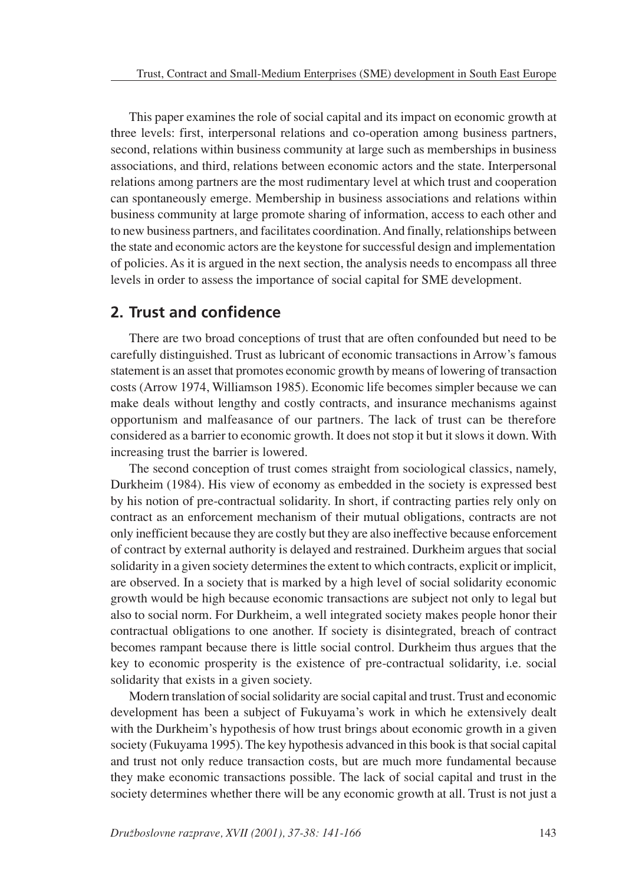This paper examines the role of social capital and its impact on economic growth at three levels: first, interpersonal relations and co-operation among business partners, second, relations within business community at large such as memberships in business associations, and third, relations between economic actors and the state. Interpersonal relations among partners are the most rudimentary level at which trust and cooperation can spontaneously emerge. Membership in business associations and relations within business community at large promote sharing of information, access to each other and to new business partners, and facilitates coordination. And finally, relationships between the state and economic actors are the keystone for successful design and implementation of policies. As it is argued in the next section, the analysis needs to encompass all three levels in order to assess the importance of social capital for SME development.

## 2. Trust and confidence

There are two broad conceptions of trust that are often confounded but need to be carefully distinguished. Trust as lubricant of economic transactions in Arrow's famous statement is an asset that promotes economic growth by means of lowering of transaction costs (Arrow 1974, Williamson 1985). Economic life becomes simpler because we can make deals without lengthy and costly contracts, and insurance mechanisms against opportunism and malfeasance of our partners. The lack of trust can be therefore considered as a barrier to economic growth. It does not stop it but it slows it down. With increasing trust the barrier is lowered.

The second conception of trust comes straight from sociological classics, namely, Durkheim (1984). His view of economy as embedded in the society is expressed best by his notion of pre-contractual solidarity. In short, if contracting parties rely only on contract as an enforcement mechanism of their mutual obligations, contracts are not only inefficient because they are costly but they are also ineffective because enforcement of contract by external authority is delayed and restrained. Durkheim argues that social solidarity in a given society determines the extent to which contracts, explicit or implicit, are observed. In a society that is marked by a high level of social solidarity economic growth would be high because economic transactions are subject not only to legal but also to social norm. For Durkheim, a well integrated society makes people honor their contractual obligations to one another. If society is disintegrated, breach of contract becomes rampant because there is little social control. Durkheim thus argues that the key to economic prosperity is the existence of pre-contractual solidarity, i.e. social solidarity that exists in a given society.

Modern translation of social solidarity are social capital and trust. Trust and economic development has been a subject of Fukuyama's work in which he extensively dealt with the Durkheim's hypothesis of how trust brings about economic growth in a given society (Fukuyama 1995). The key hypothesis advanced in this book is that social capital and trust not only reduce transaction costs, but are much more fundamental because they make economic transactions possible. The lack of social capital and trust in the society determines whether there will be any economic growth at all. Trust is not just a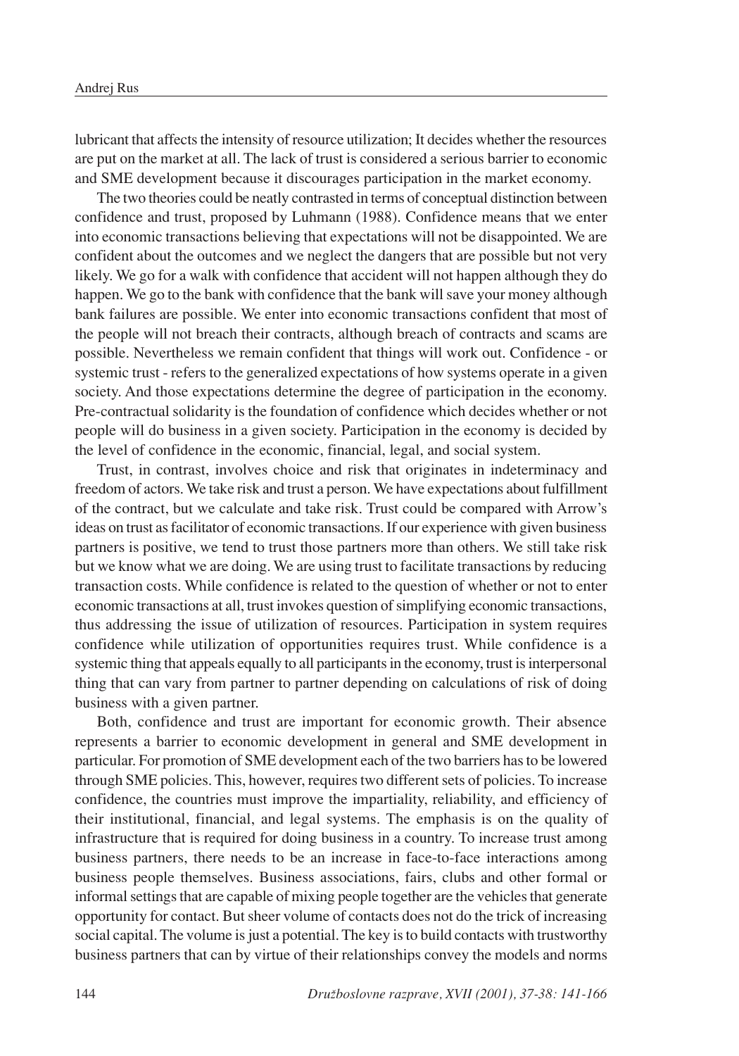lubricant that affects the intensity of resource utilization; It decides whether the resources are put on the market at all. The lack of trust is considered a serious barrier to economic and SME development because it discourages participation in the market economy.

The two theories could be neatly contrasted in terms of conceptual distinction between confidence and trust, proposed by Luhmann (1988). Confidence means that we enter into economic transactions believing that expectations will not be disappointed. We are confident about the outcomes and we neglect the dangers that are possible but not very likely. We go for a walk with confidence that accident will not happen although they do happen. We go to the bank with confidence that the bank will save your money although bank failures are possible. We enter into economic transactions confident that most of the people will not breach their contracts, although breach of contracts and scams are possible. Nevertheless we remain confident that things will work out. Confidence - or systemic trust - refers to the generalized expectations of how systems operate in a given society. And those expectations determine the degree of participation in the economy. Pre-contractual solidarity is the foundation of confidence which decides whether or not people will do business in a given society. Participation in the economy is decided by the level of confidence in the economic, financial, legal, and social system.

Trust, in contrast, involves choice and risk that originates in indeterminacy and freedom of actors. We take risk and trust a person. We have expectations about fulfillment of the contract, but we calculate and take risk. Trust could be compared with Arrow's ideas on trust as facilitator of economic transactions. If our experience with given business partners is positive, we tend to trust those partners more than others. We still take risk but we know what we are doing. We are using trust to facilitate transactions by reducing transaction costs. While confidence is related to the question of whether or not to enter economic transactions at all, trust invokes question of simplifying economic transactions, thus addressing the issue of utilization of resources. Participation in system requires confidence while utilization of opportunities requires trust. While confidence is a systemic thing that appeals equally to all participants in the economy, trust is interpersonal thing that can vary from partner to partner depending on calculations of risk of doing business with a given partner.

Both, confidence and trust are important for economic growth. Their absence represents a barrier to economic development in general and SME development in particular. For promotion of SME development each of the two barriers has to be lowered through SME policies. This, however, requires two different sets of policies. To increase confidence, the countries must improve the impartiality, reliability, and efficiency of their institutional, financial, and legal systems. The emphasis is on the quality of infrastructure that is required for doing business in a country. To increase trust among business partners, there needs to be an increase in face-to-face interactions among business people themselves. Business associations, fairs, clubs and other formal or informal settings that are capable of mixing people together are the vehicles that generate opportunity for contact. But sheer volume of contacts does not do the trick of increasing social capital. The volume is just a potential. The key is to build contacts with trustworthy business partners that can by virtue of their relationships convey the models and norms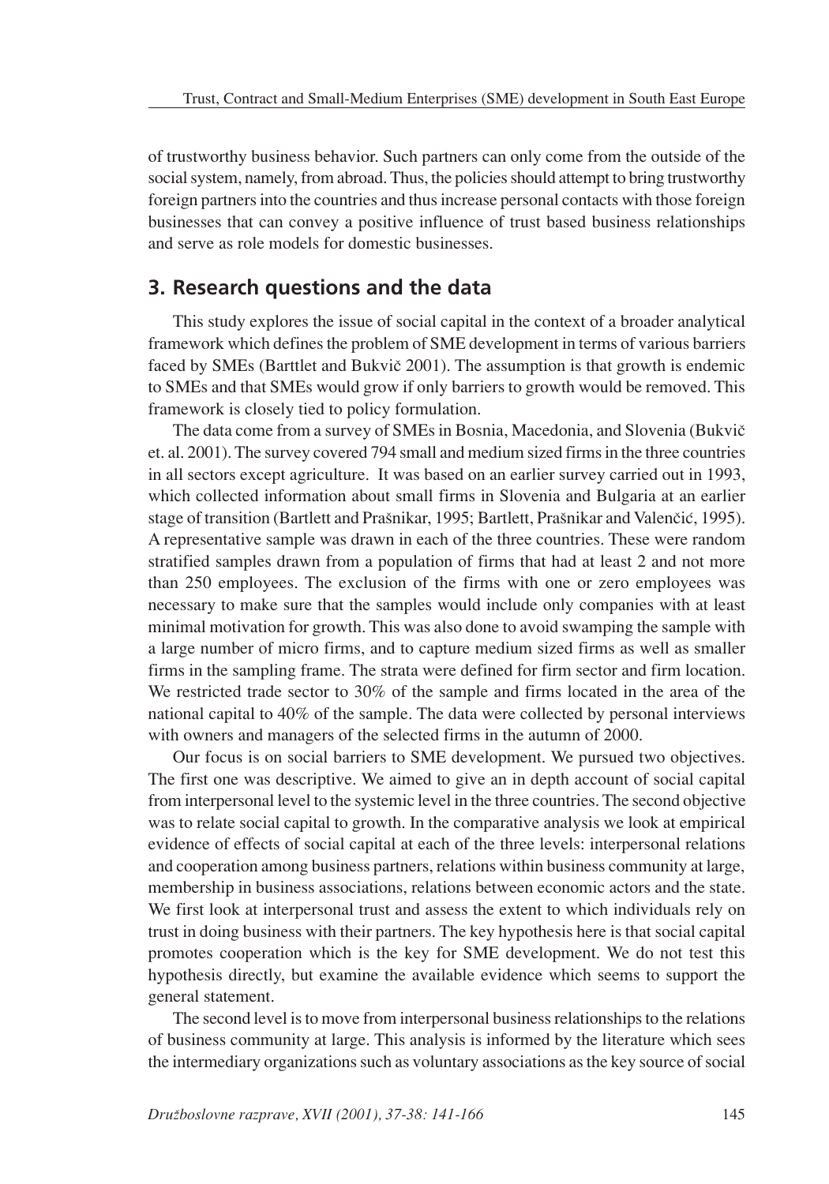of trustworthy business behavior. Such partners can only come from the outside of the social system, namely, from abroad. Thus, the policies should attempt to bring trustworthy foreign partners into the countries and thus increase personal contacts with those foreign businesses that can convey a positive influence of trust based business relationships and serve as role models for domestic businesses.

## 3. Research questions and the data

This study explores the issue of social capital in the context of a broader analytical framework which defines the problem of SME development in terms of various barriers faced by SMEs (Barttlet and Bukvič 2001). The assumption is that growth is endemic to SMEs and that SMEs would grow if only barriers to growth would be removed. This framework is closely tied to policy formulation.

The data come from a survey of SMEs in Bosnia, Macedonia, and Slovenia (Bukvič et. al. 2001). The survey covered 794 small and medium sized firms in the three countries in all sectors except agriculture. It was based on an earlier survey carried out in 1993, which collected information about small firms in Slovenia and Bulgaria at an earlier stage of transition (Bartlett and Prašnikar, 1995; Bartlett, Prašnikar and Valenčić, 1995). A representative sample was drawn in each of the three countries. These were random stratified samples drawn from a population of firms that had at least 2 and not more than 250 employees. The exclusion of the firms with one or zero employees was necessary to make sure that the samples would include only companies with at least minimal motivation for growth. This was also done to avoid swamping the sample with a large number of micro firms, and to capture medium sized firms as well as smaller firms in the sampling frame. The strata were defined for firm sector and firm location. We restricted trade sector to 30% of the sample and firms located in the area of the national capital to 40% of the sample. The data were collected by personal interviews with owners and managers of the selected firms in the autumn of 2000.

Our focus is on social barriers to SME development. We pursued two objectives. The first one was descriptive. We aimed to give an in depth account of social capital from interpersonal level to the systemic level in the three countries. The second objective was to relate social capital to growth. In the comparative analysis we look at empirical evidence of effects of social capital at each of the three levels: interpersonal relations and cooperation among business partners, relations within business community at large, membership in business associations, relations between economic actors and the state. We first look at interpersonal trust and assess the extent to which individuals rely on trust in doing business with their partners. The key hypothesis here is that social capital promotes cooperation which is the key for SME development. We do not test this hypothesis directly, but examine the available evidence which seems to support the general statement.

The second level is to move from interpersonal business relationships to the relations of business community at large. This analysis is informed by the literature which sees the intermediary organizations such as voluntary associations as the key source of social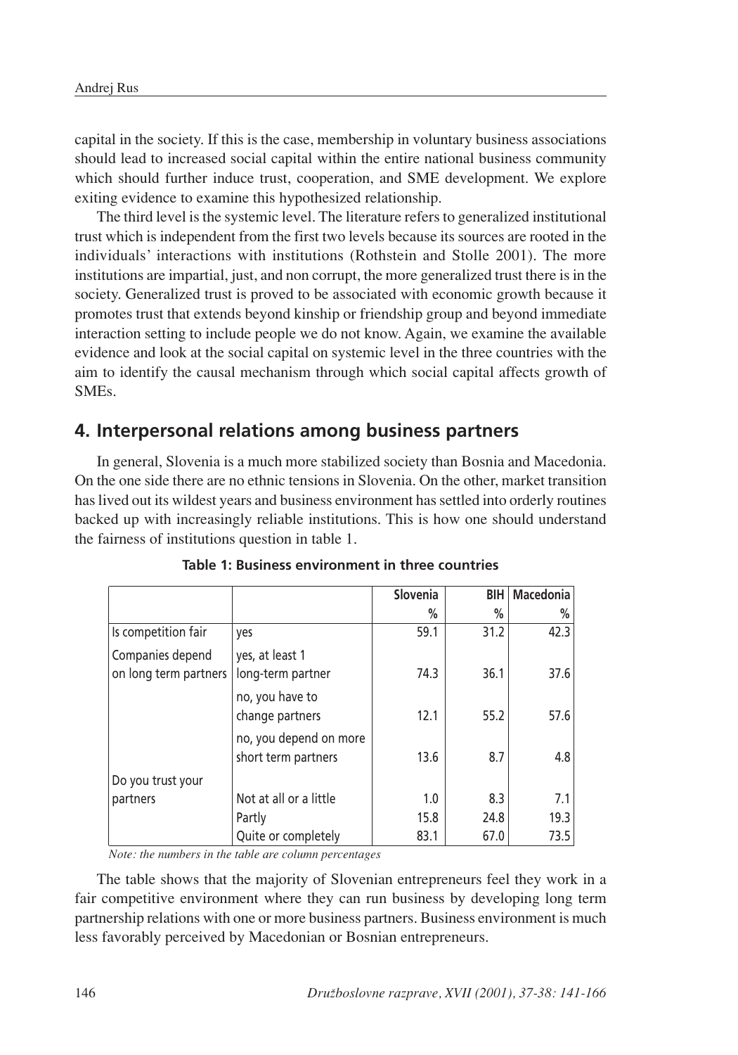capital in the society. If this is the case, membership in voluntary business associations should lead to increased social capital within the entire national business community which should further induce trust, cooperation, and SME development. We explore exiting evidence to examine this hypothesized relationship.

The third level is the systemic level. The literature refers to generalized institutional trust which is independent from the first two levels because its sources are rooted in the individuals' interactions with institutions (Rothstein and Stolle 2001). The more institutions are impartial, just, and non corrupt, the more generalized trust there is in the society. Generalized trust is proved to be associated with economic growth because it promotes trust that extends beyond kinship or friendship group and beyond immediate interaction setting to include people we do not know. Again, we examine the available evidence and look at the social capital on systemic level in the three countries with the aim to identify the causal mechanism through which social capital affects growth of SMEs.

## 4. Interpersonal relations among business partners

In general, Slovenia is a much more stabilized society than Bosnia and Macedonia. On the one side there are no ethnic tensions in Slovenia. On the other, market transition has lived out its wildest years and business environment has settled into orderly routines backed up with increasingly reliable institutions. This is how one should understand the fairness of institutions question in table 1.

**Table 1: Business environment in three countries**

| | | Slovenia | BIH | Macedonia |
|---|---|---|---|---|
| | | % | % | % |
| Is competition fair | yes | 59.1 | 31.2 | 42.3 |
| Companies depend on long term partners | yes, at least 1 long-term partner | 74.3 | 36.1 | 37.6 |
| | no, you have to change partners | 12.1 | 55.2 | 57.6 |
| | no, you depend on more short term partners | 13.6 | 8.7 | 4.8 |
| Do you trust your partners | Not at all or a little | 1.0 | 8.3 | 7.1 |
| | Partly | 15.8 | 24.8 | 19.3 |
| | Quite or completely | 83.1 | 67.0 | 73.5 |

*Note: the numbers in the table are column percentages*

The table shows that the majority of Slovenian entrepreneurs feel they work in a fair competitive environment where they can run business by developing long term partnership relations with one or more business partners. Business environment is much less favorably perceived by Macedonian or Bosnian entrepreneurs.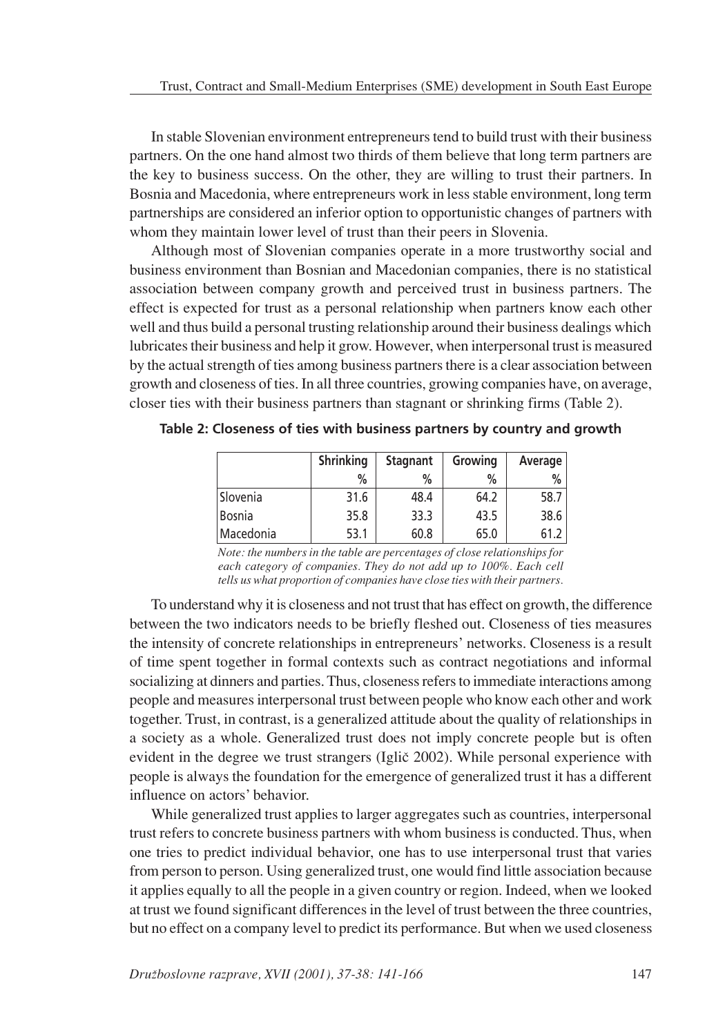In stable Slovenian environment entrepreneurs tend to build trust with their business partners. On the one hand almost two thirds of them believe that long term partners are the key to business success. On the other, they are willing to trust their partners. In Bosnia and Macedonia, where entrepreneurs work in less stable environment, long term partnerships are considered an inferior option to opportunistic changes of partners with whom they maintain lower level of trust than their peers in Slovenia.

Although most of Slovenian companies operate in a more trustworthy social and business environment than Bosnian and Macedonian companies, there is no statistical association between company growth and perceived trust in business partners. The effect is expected for trust as a personal relationship when partners know each other well and thus build a personal trusting relationship around their business dealings which lubricates their business and help it grow. However, when interpersonal trust is measured by the actual strength of ties among business partners there is a clear association between growth and closeness of ties. In all three countries, growing companies have, on average, closer ties with their business partners than stagnant or shrinking firms (Table 2).

**Table 2: Closeness of ties with business partners by country and growth**

| | Shrinking | Stagnant | Growing | Average |
|---|---|---|---|---|
| | % | % | % | % |
| Slovenia | 31.6 | 48.4 | 64.2 | 58.7 |
| Bosnia | 35.8 | 33.3 | 43.5 | 38.6 |
| Macedonia | 53.1 | 60.8 | 65.0 | 61.2 |

*Note: the numbers in the table are percentages of close relationships for each category of companies. They do not add up to 100%. Each cell tells us what proportion of companies have close ties with their partners.*

To understand why it is closeness and not trust that has effect on growth, the difference between the two indicators needs to be briefly fleshed out. Closeness of ties measures the intensity of concrete relationships in entrepreneurs' networks. Closeness is a result of time spent together in formal contexts such as contract negotiations and informal socializing at dinners and parties. Thus, closeness refers to immediate interactions among people and measures interpersonal trust between people who know each other and work together. Trust, in contrast, is a generalized attitude about the quality of relationships in a society as a whole. Generalized trust does not imply concrete people but is often evident in the degree we trust strangers (Iglič 2002). While personal experience with people is always the foundation for the emergence of generalized trust it has a different influence on actors' behavior.

While generalized trust applies to larger aggregates such as countries, interpersonal trust refers to concrete business partners with whom business is conducted. Thus, when one tries to predict individual behavior, one has to use interpersonal trust that varies from person to person. Using generalized trust, one would find little association because it applies equally to all the people in a given country or region. Indeed, when we looked at trust we found significant differences in the level of trust between the three countries, but no effect on a company level to predict its performance. But when we used closeness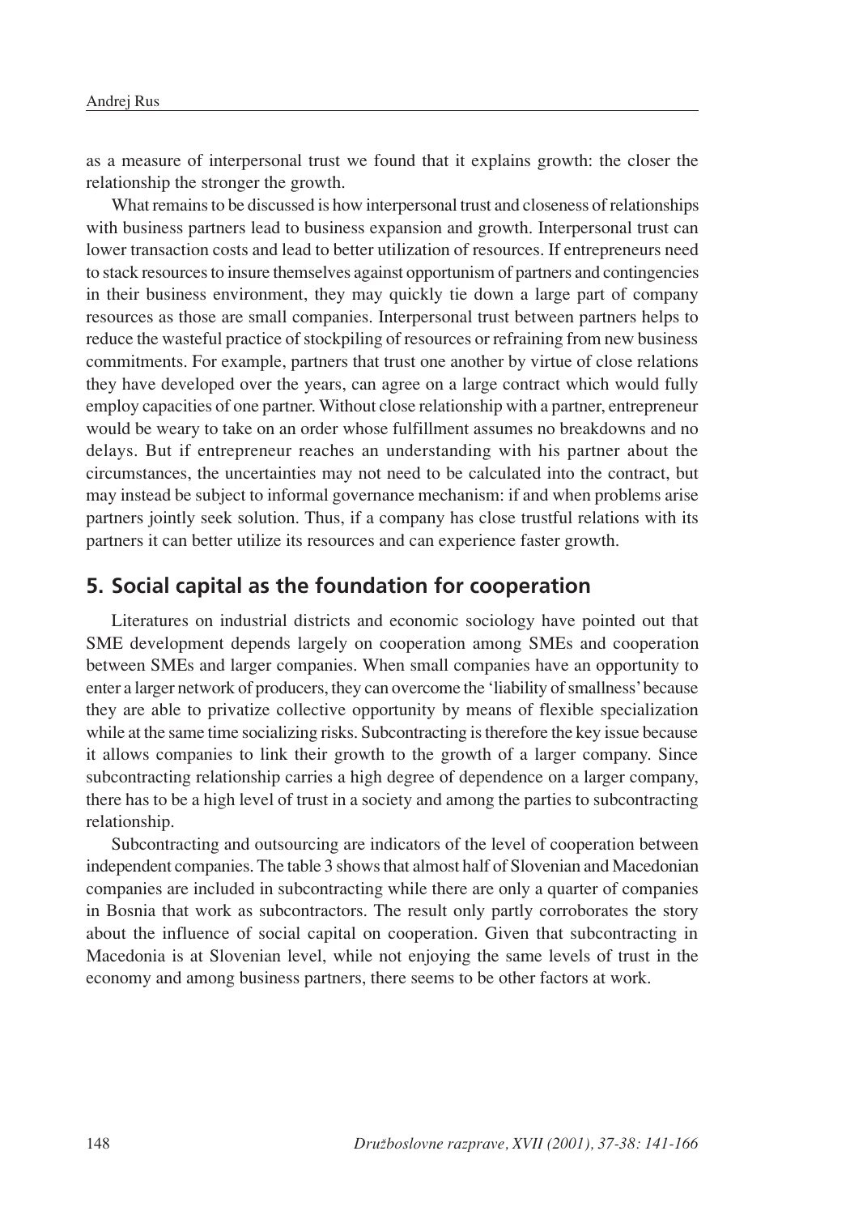as a measure of interpersonal trust we found that it explains growth: the closer the relationship the stronger the growth.

What remains to be discussed is how interpersonal trust and closeness of relationships with business partners lead to business expansion and growth. Interpersonal trust can lower transaction costs and lead to better utilization of resources. If entrepreneurs need to stack resources to insure themselves against opportunism of partners and contingencies in their business environment, they may quickly tie down a large part of company resources as those are small companies. Interpersonal trust between partners helps to reduce the wasteful practice of stockpiling of resources or refraining from new business commitments. For example, partners that trust one another by virtue of close relations they have developed over the years, can agree on a large contract which would fully employ capacities of one partner. Without close relationship with a partner, entrepreneur would be weary to take on an order whose fulfillment assumes no breakdowns and no delays. But if entrepreneur reaches an understanding with his partner about the circumstances, the uncertainties may not need to be calculated into the contract, but may instead be subject to informal governance mechanism: if and when problems arise partners jointly seek solution. Thus, if a company has close trustful relations with its partners it can better utilize its resources and can experience faster growth.

## 5. Social capital as the foundation for cooperation

Literatures on industrial districts and economic sociology have pointed out that SME development depends largely on cooperation among SMEs and cooperation between SMEs and larger companies. When small companies have an opportunity to enter a larger network of producers, they can overcome the 'liability of smallness' because they are able to privatize collective opportunity by means of flexible specialization while at the same time socializing risks. Subcontracting is therefore the key issue because it allows companies to link their growth to the growth of a larger company. Since subcontracting relationship carries a high degree of dependence on a larger company, there has to be a high level of trust in a society and among the parties to subcontracting relationship.

Subcontracting and outsourcing are indicators of the level of cooperation between independent companies. The table 3 shows that almost half of Slovenian and Macedonian companies are included in subcontracting while there are only a quarter of companies in Bosnia that work as subcontractors. The result only partly corroborates the story about the influence of social capital on cooperation. Given that subcontracting in Macedonia is at Slovenian level, while not enjoying the same levels of trust in the economy and among business partners, there seems to be other factors at work.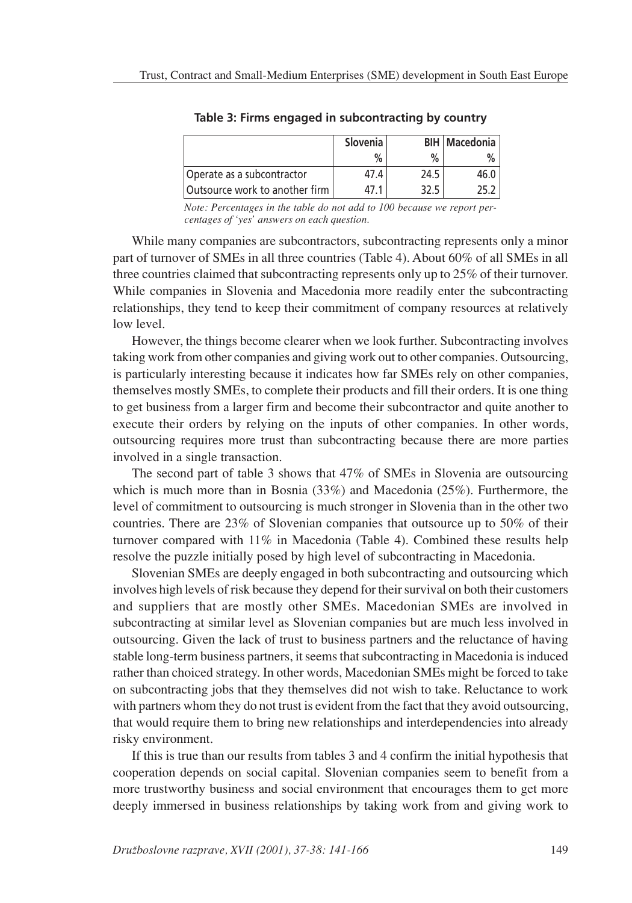**Table 3: Firms engaged in subcontracting by country**

| | Slovenia | BIH | Macedonia |
|---|---|---|---|
| | % | % | % |
| Operate as a subcontractor | 47.4 | 24.5 | 46.0 |
| Outsource work to another firm | 47.1 | 32.5 | 25.2 |

*Note: Percentages in the table do not add to 100 because we report percentages of 'yes' answers on each question.*

While many companies are subcontractors, subcontracting represents only a minor part of turnover of SMEs in all three countries (Table 4). About 60% of all SMEs in all three countries claimed that subcontracting represents only up to 25% of their turnover. While companies in Slovenia and Macedonia more readily enter the subcontracting relationships, they tend to keep their commitment of company resources at relatively low level.

However, the things become clearer when we look further. Subcontracting involves taking work from other companies and giving work out to other companies. Outsourcing, is particularly interesting because it indicates how far SMEs rely on other companies, themselves mostly SMEs, to complete their products and fill their orders. It is one thing to get business from a larger firm and become their subcontractor and quite another to execute their orders by relying on the inputs of other companies. In other words, outsourcing requires more trust than subcontracting because there are more parties involved in a single transaction.

The second part of table 3 shows that 47% of SMEs in Slovenia are outsourcing which is much more than in Bosnia (33%) and Macedonia (25%). Furthermore, the level of commitment to outsourcing is much stronger in Slovenia than in the other two countries. There are 23% of Slovenian companies that outsource up to 50% of their turnover compared with 11% in Macedonia (Table 4). Combined these results help resolve the puzzle initially posed by high level of subcontracting in Macedonia.

Slovenian SMEs are deeply engaged in both subcontracting and outsourcing which involves high levels of risk because they depend for their survival on both their customers and suppliers that are mostly other SMEs. Macedonian SMEs are involved in subcontracting at similar level as Slovenian companies but are much less involved in outsourcing. Given the lack of trust to business partners and the reluctance of having stable long-term business partners, it seems that subcontracting in Macedonia is induced rather than choiced strategy. In other words, Macedonian SMEs might be forced to take on subcontracting jobs that they themselves did not wish to take. Reluctance to work with partners whom they do not trust is evident from the fact that they avoid outsourcing, that would require them to bring new relationships and interdependencies into already risky environment.

If this is true than our results from tables 3 and 4 confirm the initial hypothesis that cooperation depends on social capital. Slovenian companies seem to benefit from a more trustworthy business and social environment that encourages them to get more deeply immersed in business relationships by taking work from and giving work to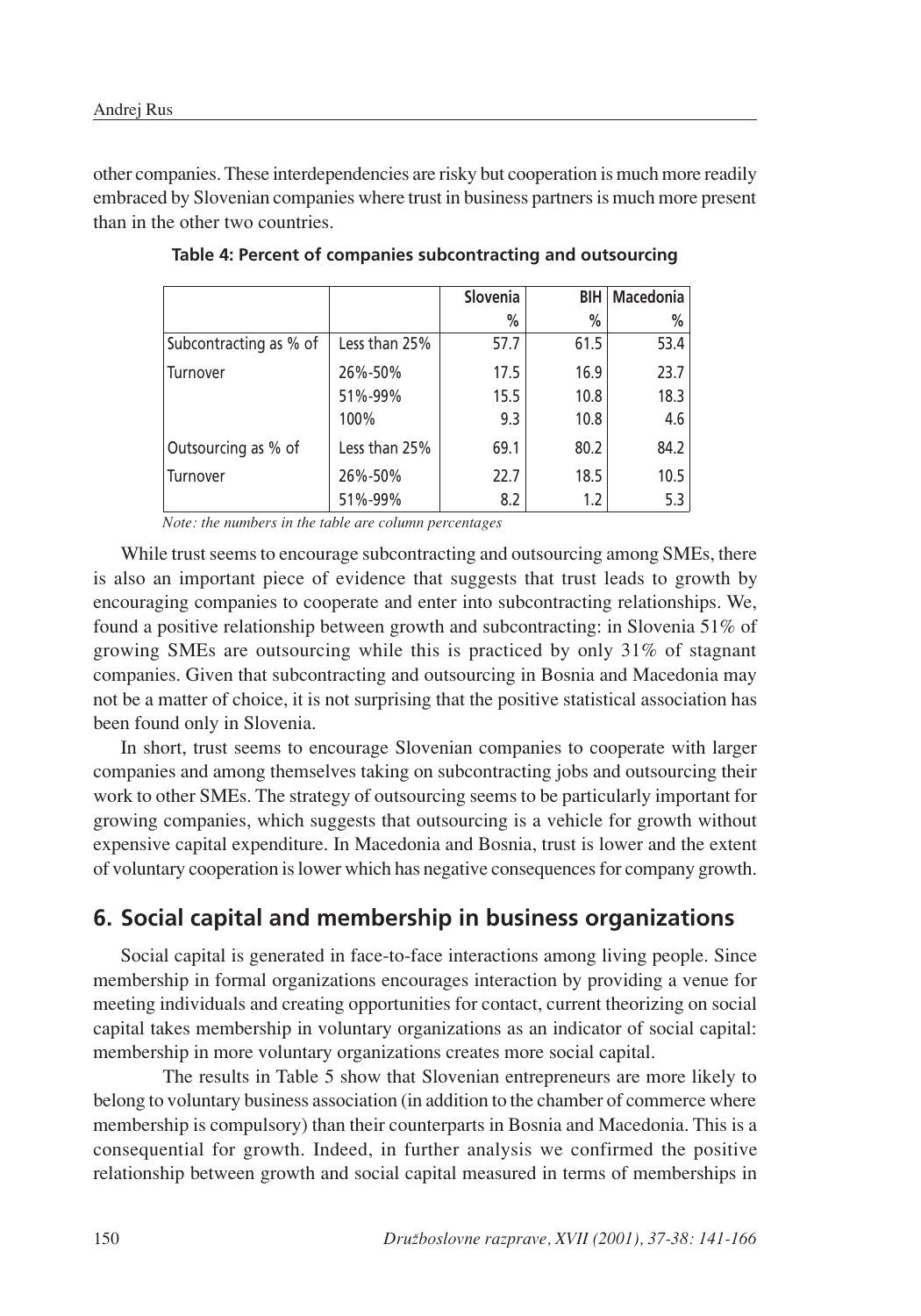other companies. These interdependencies are risky but cooperation is much more readily embraced by Slovenian companies where trust in business partners is much more present than in the other two countries.

**Table 4: Percent of companies subcontracting and outsourcing**

| | | Slovenia % | BIH % | Macedonia % |
|---|---|---|---|---|
| Subcontracting as % of Turnover | Less than 25% | 57.7 | 61.5 | 53.4 |
| | 26%-50% | 17.5 | 16.9 | 23.7 |
| | 51%-99% | 15.5 | 10.8 | 18.3 |
| | 100% | 9.3 | 10.8 | 4.6 |
| Outsourcing as % of Turnover | Less than 25% | 69.1 | 80.2 | 84.2 |
| | 26%-50% | 22.7 | 18.5 | 10.5 |
| | 51%-99% | 8.2 | 1.2 | 5.3 |

*Note: the numbers in the table are column percentages*

While trust seems to encourage subcontracting and outsourcing among SMEs, there is also an important piece of evidence that suggests that trust leads to growth by encouraging companies to cooperate and enter into subcontracting relationships. We, found a positive relationship between growth and subcontracting: in Slovenia 51% of growing SMEs are outsourcing while this is practiced by only 31% of stagnant companies. Given that subcontracting and outsourcing in Bosnia and Macedonia may not be a matter of choice, it is not surprising that the positive statistical association has been found only in Slovenia.

In short, trust seems to encourage Slovenian companies to cooperate with larger companies and among themselves taking on subcontracting jobs and outsourcing their work to other SMEs. The strategy of outsourcing seems to be particularly important for growing companies, which suggests that outsourcing is a vehicle for growth without expensive capital expenditure. In Macedonia and Bosnia, trust is lower and the extent of voluntary cooperation is lower which has negative consequences for company growth.

## 6. Social capital and membership in business organizations

Social capital is generated in face-to-face interactions among living people. Since membership in formal organizations encourages interaction by providing a venue for meeting individuals and creating opportunities for contact, current theorizing on social capital takes membership in voluntary organizations as an indicator of social capital: membership in more voluntary organizations creates more social capital.

The results in Table 5 show that Slovenian entrepreneurs are more likely to belong to voluntary business association (in addition to the chamber of commerce where membership is compulsory) than their counterparts in Bosnia and Macedonia. This is a consequential for growth. Indeed, in further analysis we confirmed the positive relationship between growth and social capital measured in terms of memberships in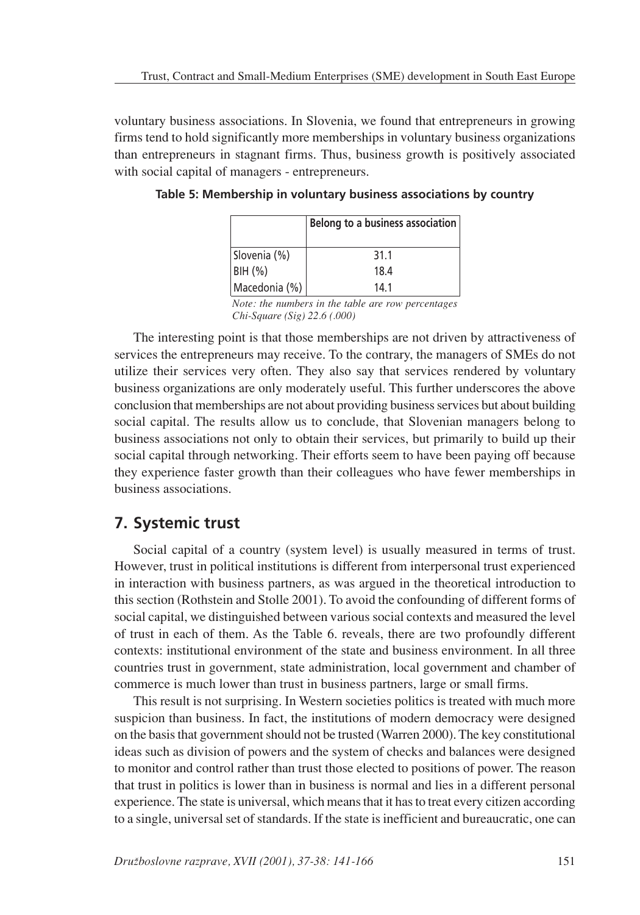voluntary business associations. In Slovenia, we found that entrepreneurs in growing firms tend to hold significantly more memberships in voluntary business organizations than entrepreneurs in stagnant firms. Thus, business growth is positively associated with social capital of managers - entrepreneurs.

**Table 5: Membership in voluntary business associations by country**

| | Belong to a business association |
|---|---|
| Slovenia (%) | 31.1 |
| BIH (%) | 18.4 |
| Macedonia (%) | 14.1 |

*Note: the numbers in the table are row percentages*
*Chi-Square (Sig) 22.6 (.000)*

The interesting point is that those memberships are not driven by attractiveness of services the entrepreneurs may receive. To the contrary, the managers of SMEs do not utilize their services very often. They also say that services rendered by voluntary business organizations are only moderately useful. This further underscores the above conclusion that memberships are not about providing business services but about building social capital. The results allow us to conclude, that Slovenian managers belong to business associations not only to obtain their services, but primarily to build up their social capital through networking. Their efforts seem to have been paying off because they experience faster growth than their colleagues who have fewer memberships in business associations.

## 7. Systemic trust

Social capital of a country (system level) is usually measured in terms of trust. However, trust in political institutions is different from interpersonal trust experienced in interaction with business partners, as was argued in the theoretical introduction to this section (Rothstein and Stolle 2001). To avoid the confounding of different forms of social capital, we distinguished between various social contexts and measured the level of trust in each of them. As the Table 6. reveals, there are two profoundly different contexts: institutional environment of the state and business environment. In all three countries trust in government, state administration, local government and chamber of commerce is much lower than trust in business partners, large or small firms.

This result is not surprising. In Western societies politics is treated with much more suspicion than business. In fact, the institutions of modern democracy were designed on the basis that government should not be trusted (Warren 2000). The key constitutional ideas such as division of powers and the system of checks and balances were designed to monitor and control rather than trust those elected to positions of power. The reason that trust in politics is lower than in business is normal and lies in a different personal experience. The state is universal, which means that it has to treat every citizen according to a single, universal set of standards. If the state is inefficient and bureaucratic, one can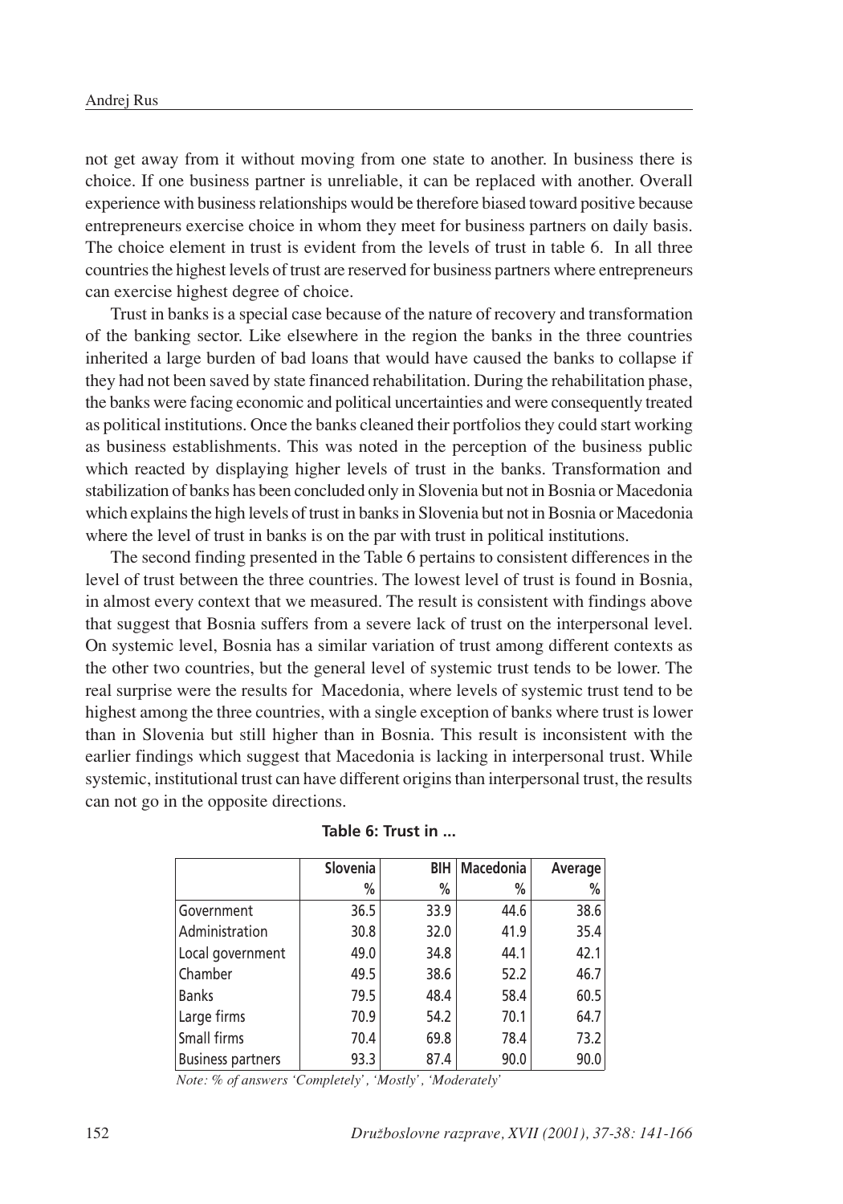not get away from it without moving from one state to another. In business there is choice. If one business partner is unreliable, it can be replaced with another. Overall experience with business relationships would be therefore biased toward positive because entrepreneurs exercise choice in whom they meet for business partners on daily basis. The choice element in trust is evident from the levels of trust in table 6. In all three countries the highest levels of trust are reserved for business partners where entrepreneurs can exercise highest degree of choice.

Trust in banks is a special case because of the nature of recovery and transformation of the banking sector. Like elsewhere in the region the banks in the three countries inherited a large burden of bad loans that would have caused the banks to collapse if they had not been saved by state financed rehabilitation. During the rehabilitation phase, the banks were facing economic and political uncertainties and were consequently treated as political institutions. Once the banks cleaned their portfolios they could start working as business establishments. This was noted in the perception of the business public which reacted by displaying higher levels of trust in the banks. Transformation and stabilization of banks has been concluded only in Slovenia but not in Bosnia or Macedonia which explains the high levels of trust in banks in Slovenia but not in Bosnia or Macedonia where the level of trust in banks is on the par with trust in political institutions.

The second finding presented in the Table 6 pertains to consistent differences in the level of trust between the three countries. The lowest level of trust is found in Bosnia, in almost every context that we measured. The result is consistent with findings above that suggest that Bosnia suffers from a severe lack of trust on the interpersonal level. On systemic level, Bosnia has a similar variation of trust among different contexts as the other two countries, but the general level of systemic trust tends to be lower. The real surprise were the results for Macedonia, where levels of systemic trust tend to be highest among the three countries, with a single exception of banks where trust is lower than in Slovenia but still higher than in Bosnia. This result is inconsistent with the earlier findings which suggest that Macedonia is lacking in interpersonal trust. While systemic, institutional trust can have different origins than interpersonal trust, the results can not go in the opposite directions.

**Table 6: Trust in ...**

| | Slovenia | BIH | Macedonia | Average |
|---|---|---|---|---|
| | % | % | % | % |
| Government | 36.5 | 33.9 | 44.6 | 38.6 |
| Administration | 30.8 | 32.0 | 41.9 | 35.4 |
| Local government | 49.0 | 34.8 | 44.1 | 42.1 |
| Chamber | 49.5 | 38.6 | 52.2 | 46.7 |
| Banks | 79.5 | 48.4 | 58.4 | 60.5 |
| Large firms | 70.9 | 54.2 | 70.1 | 64.7 |
| Small firms | 70.4 | 69.8 | 78.4 | 73.2 |
| Business partners | 93.3 | 87.4 | 90.0 | 90.0 |

*Note: % of answers 'Completely', 'Mostly', 'Moderately'*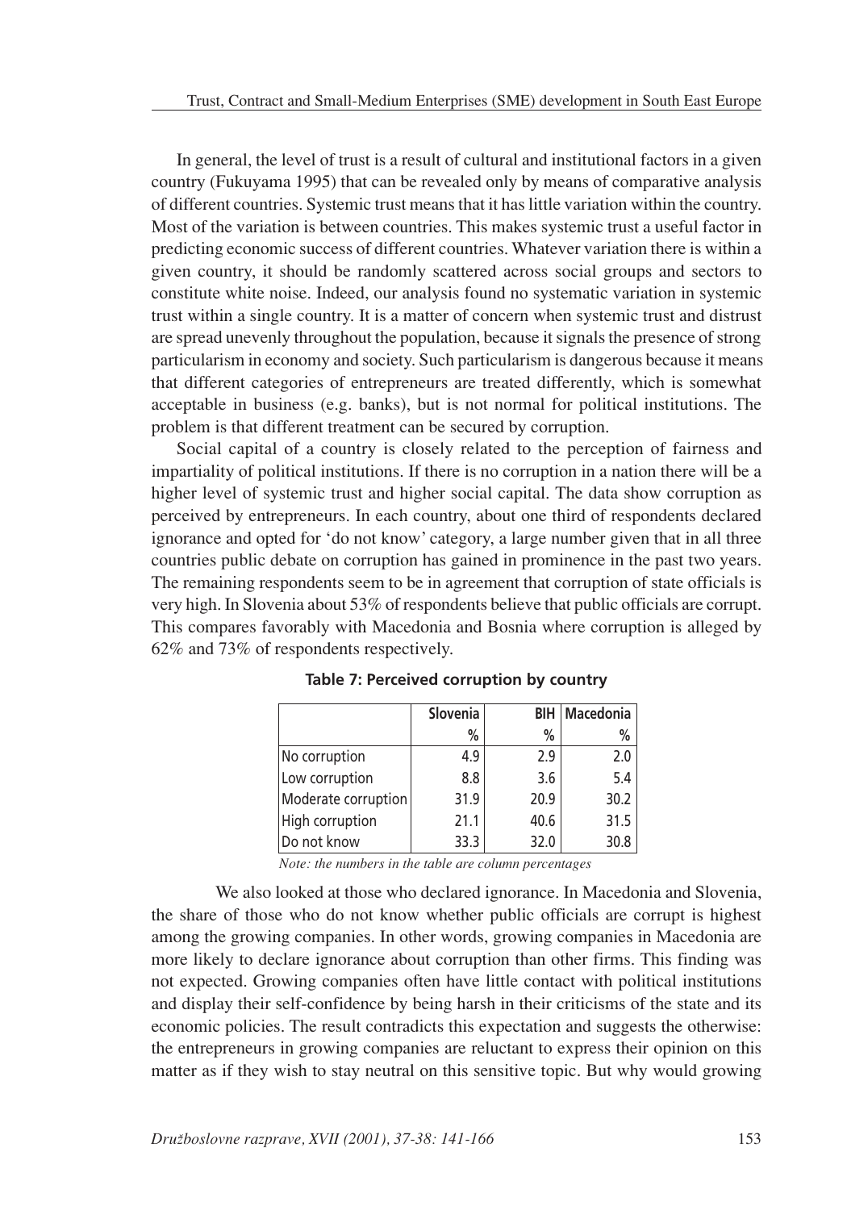In general, the level of trust is a result of cultural and institutional factors in a given country (Fukuyama 1995) that can be revealed only by means of comparative analysis of different countries. Systemic trust means that it has little variation within the country. Most of the variation is between countries. This makes systemic trust a useful factor in predicting economic success of different countries. Whatever variation there is within a given country, it should be randomly scattered across social groups and sectors to constitute white noise. Indeed, our analysis found no systematic variation in systemic trust within a single country. It is a matter of concern when systemic trust and distrust are spread unevenly throughout the population, because it signals the presence of strong particularism in economy and society. Such particularism is dangerous because it means that different categories of entrepreneurs are treated differently, which is somewhat acceptable in business (e.g. banks), but is not normal for political institutions. The problem is that different treatment can be secured by corruption.

Social capital of a country is closely related to the perception of fairness and impartiality of political institutions. If there is no corruption in a nation there will be a higher level of systemic trust and higher social capital. The data show corruption as perceived by entrepreneurs. In each country, about one third of respondents declared ignorance and opted for 'do not know' category, a large number given that in all three countries public debate on corruption has gained in prominence in the past two years. The remaining respondents seem to be in agreement that corruption of state officials is very high. In Slovenia about 53% of respondents believe that public officials are corrupt. This compares favorably with Macedonia and Bosnia where corruption is alleged by 62% and 73% of respondents respectively.

**Table 7: Perceived corruption by country**

| | Slovenia | BIH | Macedonia |
|---|---|---|---|
| | % | % | % |
| No corruption | 4.9 | 2.9 | 2.0 |
| Low corruption | 8.8 | 3.6 | 5.4 |
| Moderate corruption | 31.9 | 20.9 | 30.2 |
| High corruption | 21.1 | 40.6 | 31.5 |
| Do not know | 33.3 | 32.0 | 30.8 |

*Note: the numbers in the table are column percentages*

We also looked at those who declared ignorance. In Macedonia and Slovenia, the share of those who do not know whether public officials are corrupt is highest among the growing companies. In other words, growing companies in Macedonia are more likely to declare ignorance about corruption than other firms. This finding was not expected. Growing companies often have little contact with political institutions and display their self-confidence by being harsh in their criticisms of the state and its economic policies. The result contradicts this expectation and suggests the otherwise: the entrepreneurs in growing companies are reluctant to express their opinion on this matter as if they wish to stay neutral on this sensitive topic. But why would growing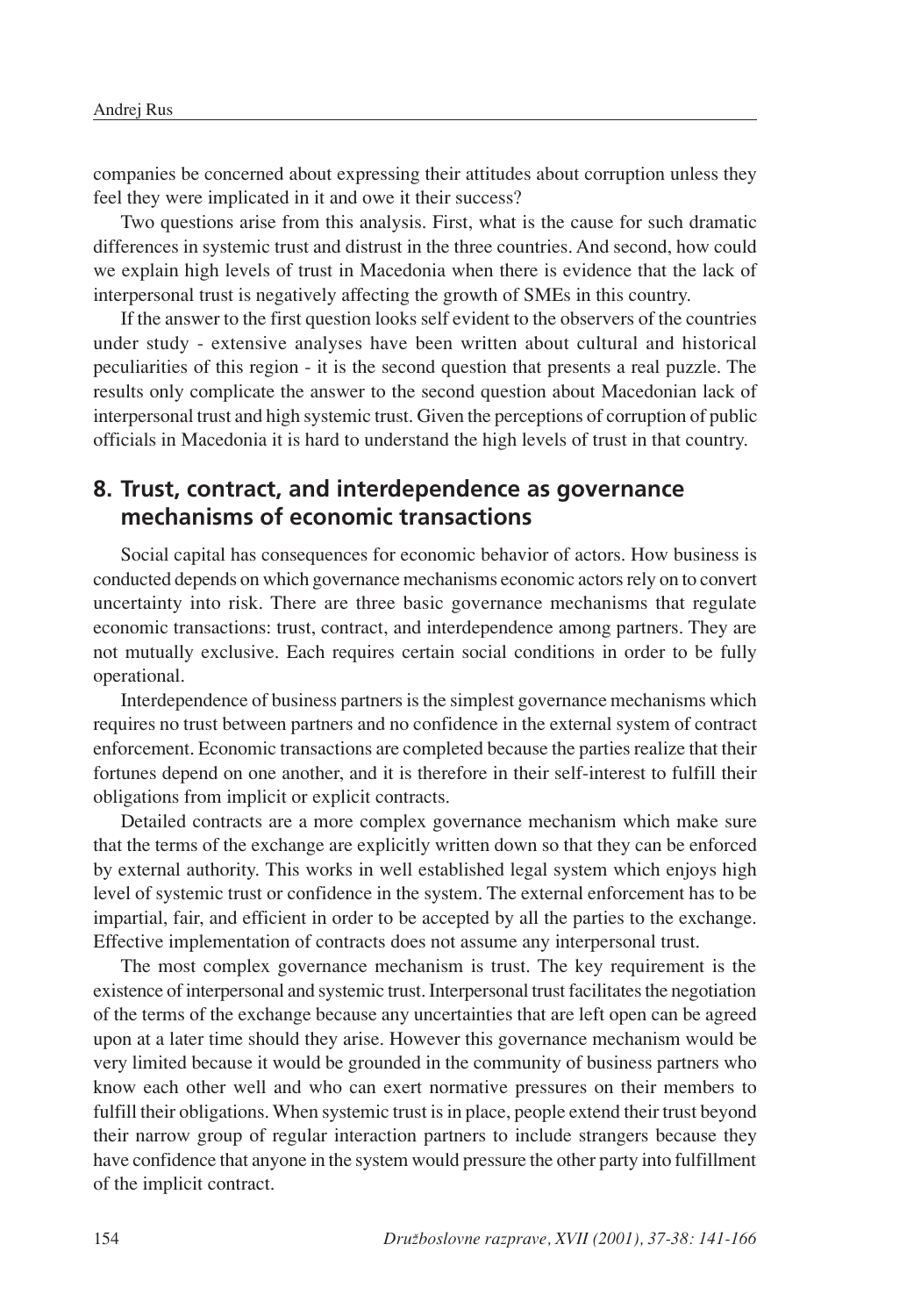companies be concerned about expressing their attitudes about corruption unless they feel they were implicated in it and owe it their success?

Two questions arise from this analysis. First, what is the cause for such dramatic differences in systemic trust and distrust in the three countries. And second, how could we explain high levels of trust in Macedonia when there is evidence that the lack of interpersonal trust is negatively affecting the growth of SMEs in this country.

If the answer to the first question looks self evident to the observers of the countries under study - extensive analyses have been written about cultural and historical peculiarities of this region - it is the second question that presents a real puzzle. The results only complicate the answer to the second question about Macedonian lack of interpersonal trust and high systemic trust. Given the perceptions of corruption of public officials in Macedonia it is hard to understand the high levels of trust in that country.

## 8. Trust, contract, and interdependence as governance mechanisms of economic transactions

Social capital has consequences for economic behavior of actors. How business is conducted depends on which governance mechanisms economic actors rely on to convert uncertainty into risk. There are three basic governance mechanisms that regulate economic transactions: trust, contract, and interdependence among partners. They are not mutually exclusive. Each requires certain social conditions in order to be fully operational.

Interdependence of business partners is the simplest governance mechanisms which requires no trust between partners and no confidence in the external system of contract enforcement. Economic transactions are completed because the parties realize that their fortunes depend on one another, and it is therefore in their self-interest to fulfill their obligations from implicit or explicit contracts.

Detailed contracts are a more complex governance mechanism which make sure that the terms of the exchange are explicitly written down so that they can be enforced by external authority. This works in well established legal system which enjoys high level of systemic trust or confidence in the system. The external enforcement has to be impartial, fair, and efficient in order to be accepted by all the parties to the exchange. Effective implementation of contracts does not assume any interpersonal trust.

The most complex governance mechanism is trust. The key requirement is the existence of interpersonal and systemic trust. Interpersonal trust facilitates the negotiation of the terms of the exchange because any uncertainties that are left open can be agreed upon at a later time should they arise. However this governance mechanism would be very limited because it would be grounded in the community of business partners who know each other well and who can exert normative pressures on their members to fulfill their obligations. When systemic trust is in place, people extend their trust beyond their narrow group of regular interaction partners to include strangers because they have confidence that anyone in the system would pressure the other party into fulfillment of the implicit contract.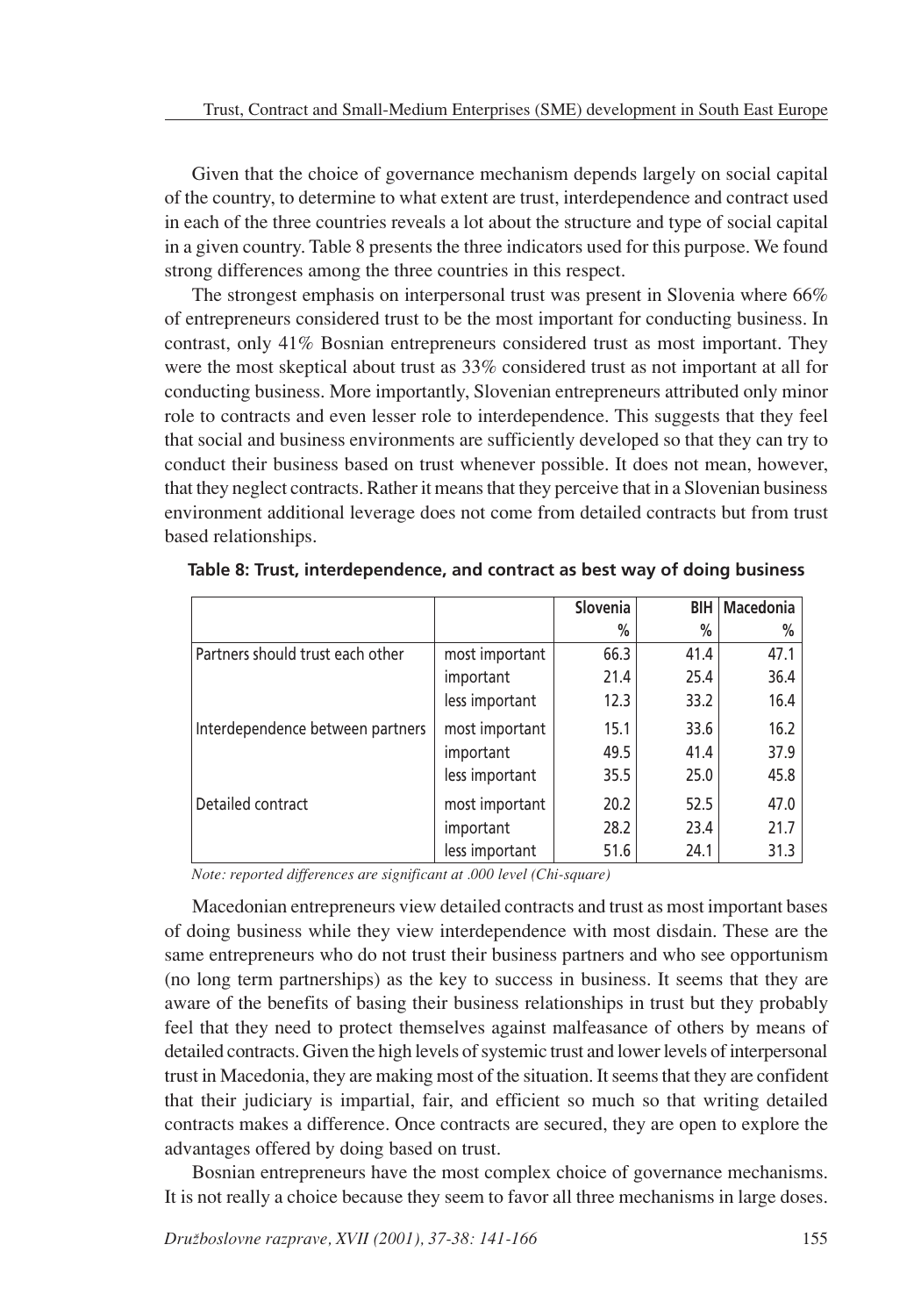Given that the choice of governance mechanism depends largely on social capital of the country, to determine to what extent are trust, interdependence and contract used in each of the three countries reveals a lot about the structure and type of social capital in a given country. Table 8 presents the three indicators used for this purpose. We found strong differences among the three countries in this respect.

The strongest emphasis on interpersonal trust was present in Slovenia where 66% of entrepreneurs considered trust to be the most important for conducting business. In contrast, only 41% Bosnian entrepreneurs considered trust as most important. They were the most skeptical about trust as 33% considered trust as not important at all for conducting business. More importantly, Slovenian entrepreneurs attributed only minor role to contracts and even lesser role to interdependence. This suggests that they feel that social and business environments are sufficiently developed so that they can try to conduct their business based on trust whenever possible. It does not mean, however, that they neglect contracts. Rather it means that they perceive that in a Slovenian business environment additional leverage does not come from detailed contracts but from trust based relationships.

**Table 8: Trust, interdependence, and contract as best way of doing business**

| | | Slovenia | BIH | Macedonia |
|---|---|---|---|---|
| | | % | % | % |
| Partners should trust each other | most important | 66.3 | 41.4 | 47.1 |
| | important | 21.4 | 25.4 | 36.4 |
| | less important | 12.3 | 33.2 | 16.4 |
| Interdependence between partners | most important | 15.1 | 33.6 | 16.2 |
| | important | 49.5 | 41.4 | 37.9 |
| | less important | 35.5 | 25.0 | 45.8 |
| Detailed contract | most important | 20.2 | 52.5 | 47.0 |
| | important | 28.2 | 23.4 | 21.7 |
| | less important | 51.6 | 24.1 | 31.3 |

*Note: reported differences are significant at .000 level (Chi-square)*

Macedonian entrepreneurs view detailed contracts and trust as most important bases of doing business while they view interdependence with most disdain. These are the same entrepreneurs who do not trust their business partners and who see opportunism (no long term partnerships) as the key to success in business. It seems that they are aware of the benefits of basing their business relationships in trust but they probably feel that they need to protect themselves against malfeasance of others by means of detailed contracts. Given the high levels of systemic trust and lower levels of interpersonal trust in Macedonia, they are making most of the situation. It seems that they are confident that their judiciary is impartial, fair, and efficient so much so that writing detailed contracts makes a difference. Once contracts are secured, they are open to explore the advantages offered by doing based on trust.

Bosnian entrepreneurs have the most complex choice of governance mechanisms. It is not really a choice because they seem to favor all three mechanisms in large doses.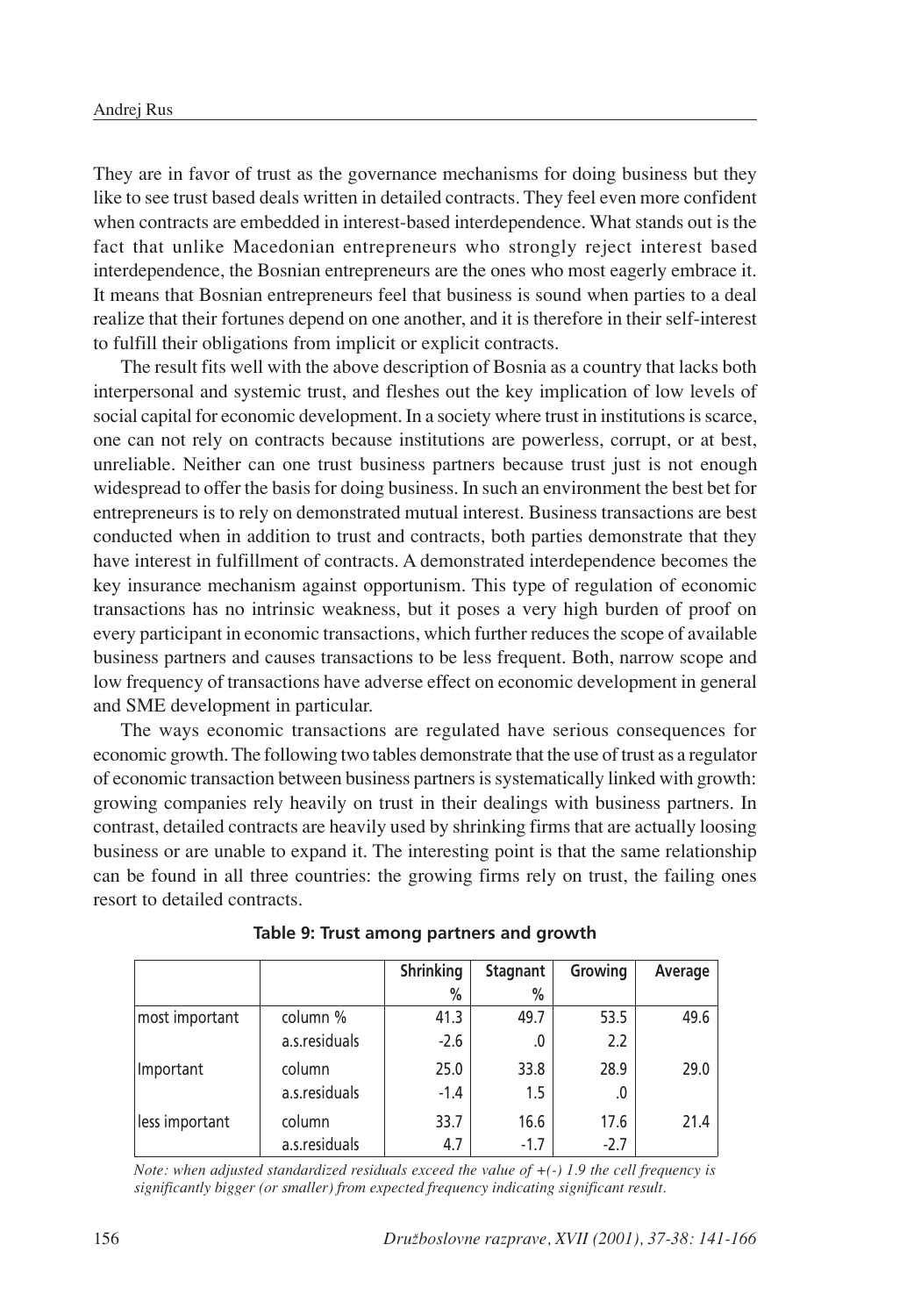They are in favor of trust as the governance mechanisms for doing business but they like to see trust based deals written in detailed contracts. They feel even more confident when contracts are embedded in interest-based interdependence. What stands out is the fact that unlike Macedonian entrepreneurs who strongly reject interest based interdependence, the Bosnian entrepreneurs are the ones who most eagerly embrace it. It means that Bosnian entrepreneurs feel that business is sound when parties to a deal realize that their fortunes depend on one another, and it is therefore in their self-interest to fulfill their obligations from implicit or explicit contracts.

The result fits well with the above description of Bosnia as a country that lacks both interpersonal and systemic trust, and fleshes out the key implication of low levels of social capital for economic development. In a society where trust in institutions is scarce, one can not rely on contracts because institutions are powerless, corrupt, or at best, unreliable. Neither can one trust business partners because trust just is not enough widespread to offer the basis for doing business. In such an environment the best bet for entrepreneurs is to rely on demonstrated mutual interest. Business transactions are best conducted when in addition to trust and contracts, both parties demonstrate that they have interest in fulfillment of contracts. A demonstrated interdependence becomes the key insurance mechanism against opportunism. This type of regulation of economic transactions has no intrinsic weakness, but it poses a very high burden of proof on every participant in economic transactions, which further reduces the scope of available business partners and causes transactions to be less frequent. Both, narrow scope and low frequency of transactions have adverse effect on economic development in general and SME development in particular.

The ways economic transactions are regulated have serious consequences for economic growth. The following two tables demonstrate that the use of trust as a regulator of economic transaction between business partners is systematically linked with growth: growing companies rely heavily on trust in their dealings with business partners. In contrast, detailed contracts are heavily used by shrinking firms that are actually loosing business or are unable to expand it. The interesting point is that the same relationship can be found in all three countries: the growing firms rely on trust, the failing ones resort to detailed contracts.

**Table 9: Trust among partners and growth**

| | | Shrinking % | Stagnant % | Growing | Average |
|---|---|---|---|---|---|
| most important | column % | 41.3 | 49.7 | 53.5 | 49.6 |
| | a.s.residuals | -2.6 | .0 | 2.2 | |
| Important | column | 25.0 | 33.8 | 28.9 | 29.0 |
| | a.s.residuals | -1.4 | 1.5 | .0 | |
| less important | column | 33.7 | 16.6 | 17.6 | 21.4 |
| | a.s.residuals | 4.7 | -1.7 | -2.7 | |

*Note: when adjusted standardized residuals exceed the value of +(-) 1.9 the cell frequency is significantly bigger (or smaller) from expected frequency indicating significant result.*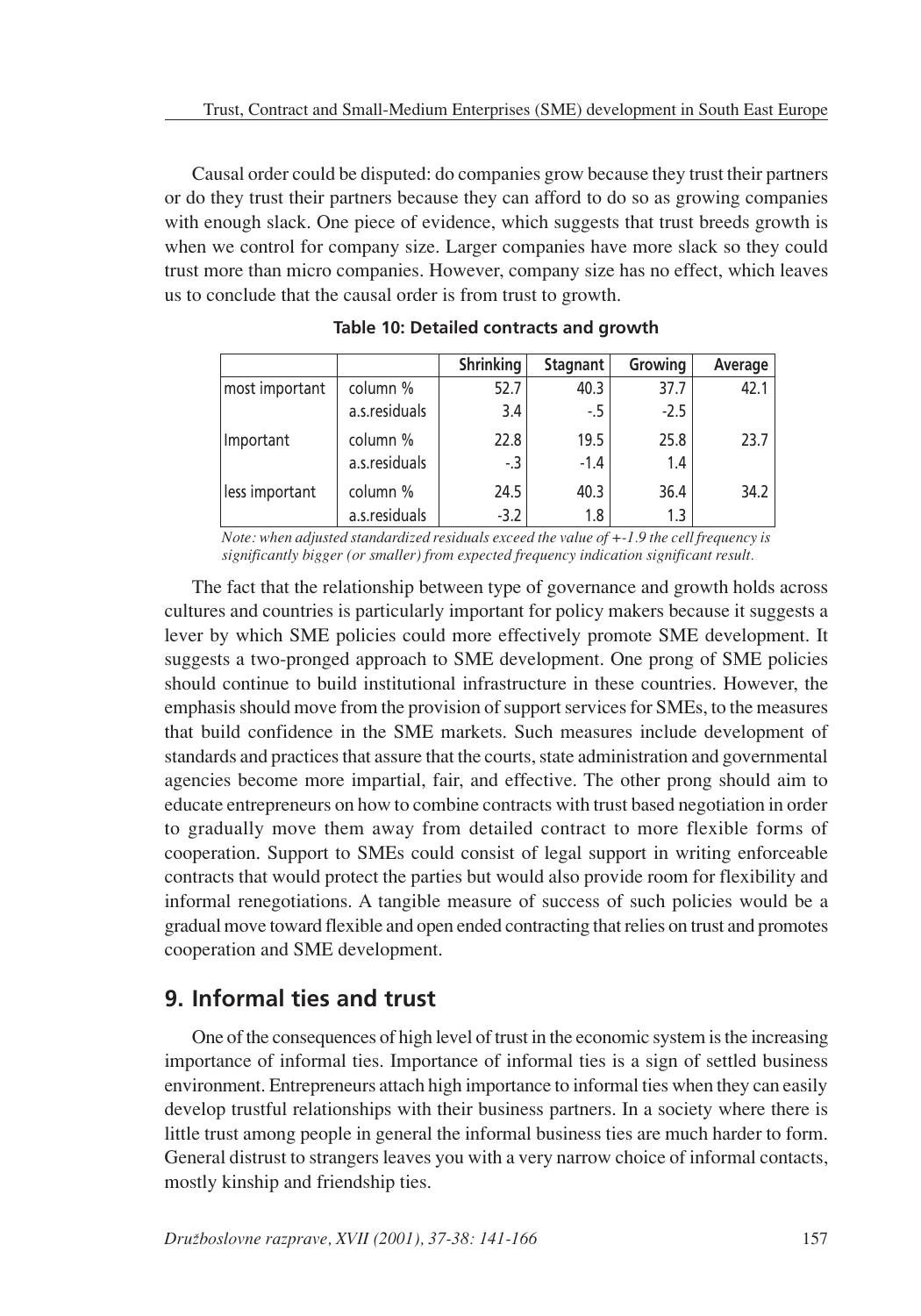Causal order could be disputed: do companies grow because they trust their partners or do they trust their partners because they can afford to do so as growing companies with enough slack. One piece of evidence, which suggests that trust breeds growth is when we control for company size. Larger companies have more slack so they could trust more than micro companies. However, company size has no effect, which leaves us to conclude that the causal order is from trust to growth.

**Table 10: Detailed contracts and growth**

| | | Shrinking | Stagnant | Growing | Average |
|---|---|---|---|---|---|
| most important | column % | 52.7 | 40.3 | 37.7 | 42.1 |
| | a.s.residuals | 3.4 | -.5 | -2.5 | |
| Important | column % | 22.8 | 19.5 | 25.8 | 23.7 |
| | a.s.residuals | -.3 | -1.4 | 1.4 | |
| less important | column % | 24.5 | 40.3 | 36.4 | 34.2 |
| | a.s.residuals | -3.2 | 1.8 | 1.3 | |

*Note: when adjusted standardized residuals exceed the value of +-1.9 the cell frequency is significantly bigger (or smaller) from expected frequency indication significant result.*

The fact that the relationship between type of governance and growth holds across cultures and countries is particularly important for policy makers because it suggests a lever by which SME policies could more effectively promote SME development. It suggests a two-pronged approach to SME development. One prong of SME policies should continue to build institutional infrastructure in these countries. However, the emphasis should move from the provision of support services for SMEs, to the measures that build confidence in the SME markets. Such measures include development of standards and practices that assure that the courts, state administration and governmental agencies become more impartial, fair, and effective. The other prong should aim to educate entrepreneurs on how to combine contracts with trust based negotiation in order to gradually move them away from detailed contract to more flexible forms of cooperation. Support to SMEs could consist of legal support in writing enforceable contracts that would protect the parties but would also provide room for flexibility and informal renegotiations. A tangible measure of success of such policies would be a gradual move toward flexible and open ended contracting that relies on trust and promotes cooperation and SME development.

## 9. Informal ties and trust

One of the consequences of high level of trust in the economic system is the increasing importance of informal ties. Importance of informal ties is a sign of settled business environment. Entrepreneurs attach high importance to informal ties when they can easily develop trustful relationships with their business partners. In a society where there is little trust among people in general the informal business ties are much harder to form. General distrust to strangers leaves you with a very narrow choice of informal contacts, mostly kinship and friendship ties.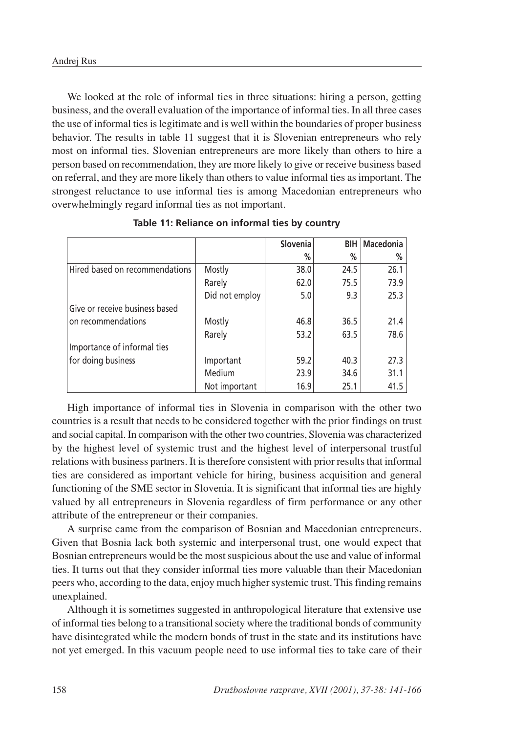We looked at the role of informal ties in three situations: hiring a person, getting business, and the overall evaluation of the importance of informal ties. In all three cases the use of informal ties is legitimate and is well within the boundaries of proper business behavior. The results in table 11 suggest that it is Slovenian entrepreneurs who rely most on informal ties. Slovenian entrepreneurs are more likely than others to hire a person based on recommendation, they are more likely to give or receive business based on referral, and they are more likely than others to value informal ties as important. The strongest reluctance to use informal ties is among Macedonian entrepreneurs who overwhelmingly regard informal ties as not important.

**Table 11: Reliance on informal ties by country**

| | | Slovenia | BIH | Macedonia |
|---|---|---|---|---|
| | | % | % | % |
| Hired based on recommendations | Mostly | 38.0 | 24.5 | 26.1 |
| | Rarely | 62.0 | 75.5 | 73.9 |
| | Did not employ | 5.0 | 9.3 | 25.3 |
| Give or receive business based on recommendations | Mostly | 46.8 | 36.5 | 21.4 |
| | Rarely | 53.2 | 63.5 | 78.6 |
| Importance of informal ties for doing business | Important | 59.2 | 40.3 | 27.3 |
| | Medium | 23.9 | 34.6 | 31.1 |
| | Not important | 16.9 | 25.1 | 41.5 |

High importance of informal ties in Slovenia in comparison with the other two countries is a result that needs to be considered together with the prior findings on trust and social capital. In comparison with the other two countries, Slovenia was characterized by the highest level of systemic trust and the highest level of interpersonal trustful relations with business partners. It is therefore consistent with prior results that informal ties are considered as important vehicle for hiring, business acquisition and general functioning of the SME sector in Slovenia. It is significant that informal ties are highly valued by all entrepreneurs in Slovenia regardless of firm performance or any other attribute of the entrepreneur or their companies.

A surprise came from the comparison of Bosnian and Macedonian entrepreneurs. Given that Bosnia lack both systemic and interpersonal trust, one would expect that Bosnian entrepreneurs would be the most suspicious about the use and value of informal ties. It turns out that they consider informal ties more valuable than their Macedonian peers who, according to the data, enjoy much higher systemic trust. This finding remains unexplained.

Although it is sometimes suggested in anthropological literature that extensive use of informal ties belong to a transitional society where the traditional bonds of community have disintegrated while the modern bonds of trust in the state and its institutions have not yet emerged. In this vacuum people need to use informal ties to take care of their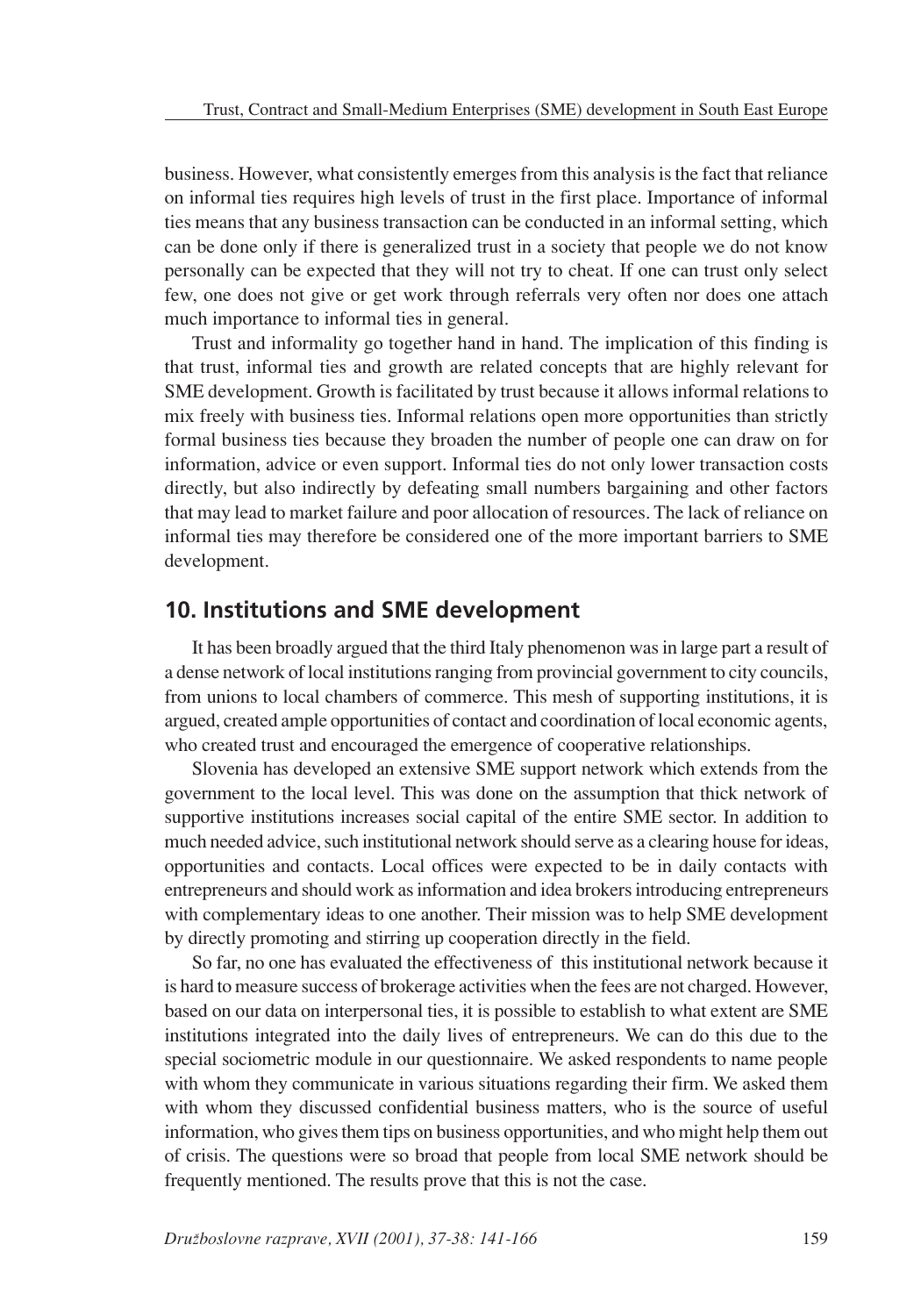business. However, what consistently emerges from this analysis is the fact that reliance on informal ties requires high levels of trust in the first place. Importance of informal ties means that any business transaction can be conducted in an informal setting, which can be done only if there is generalized trust in a society that people we do not know personally can be expected that they will not try to cheat. If one can trust only select few, one does not give or get work through referrals very often nor does one attach much importance to informal ties in general.

Trust and informality go together hand in hand. The implication of this finding is that trust, informal ties and growth are related concepts that are highly relevant for SME development. Growth is facilitated by trust because it allows informal relations to mix freely with business ties. Informal relations open more opportunities than strictly formal business ties because they broaden the number of people one can draw on for information, advice or even support. Informal ties do not only lower transaction costs directly, but also indirectly by defeating small numbers bargaining and other factors that may lead to market failure and poor allocation of resources. The lack of reliance on informal ties may therefore be considered one of the more important barriers to SME development.

## 10. Institutions and SME development

It has been broadly argued that the third Italy phenomenon was in large part a result of a dense network of local institutions ranging from provincial government to city councils, from unions to local chambers of commerce. This mesh of supporting institutions, it is argued, created ample opportunities of contact and coordination of local economic agents, who created trust and encouraged the emergence of cooperative relationships.

Slovenia has developed an extensive SME support network which extends from the government to the local level. This was done on the assumption that thick network of supportive institutions increases social capital of the entire SME sector. In addition to much needed advice, such institutional network should serve as a clearing house for ideas, opportunities and contacts. Local offices were expected to be in daily contacts with entrepreneurs and should work as information and idea brokers introducing entrepreneurs with complementary ideas to one another. Their mission was to help SME development by directly promoting and stirring up cooperation directly in the field.

So far, no one has evaluated the effectiveness of this institutional network because it is hard to measure success of brokerage activities when the fees are not charged. However, based on our data on interpersonal ties, it is possible to establish to what extent are SME institutions integrated into the daily lives of entrepreneurs. We can do this due to the special sociometric module in our questionnaire. We asked respondents to name people with whom they communicate in various situations regarding their firm. We asked them with whom they discussed confidential business matters, who is the source of useful information, who gives them tips on business opportunities, and who might help them out of crisis. The questions were so broad that people from local SME network should be frequently mentioned. The results prove that this is not the case.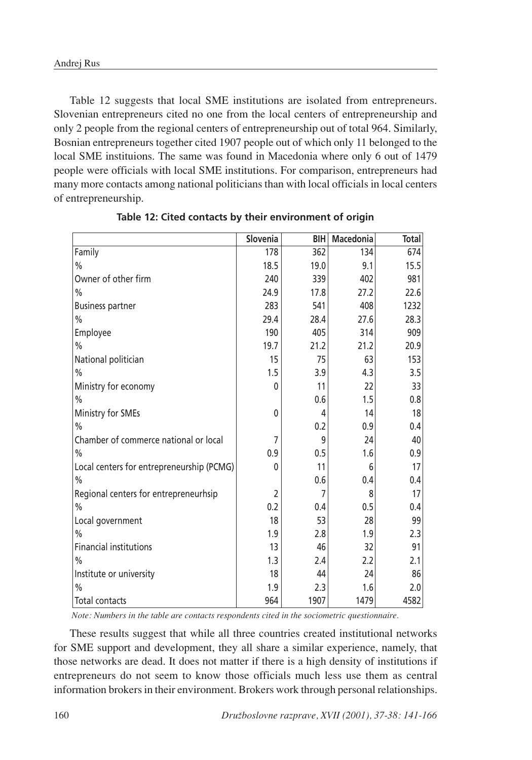Table 12 suggests that local SME institutions are isolated from entrepreneurs. Slovenian entrepreneurs cited no one from the local centers of entrepreneurship and only 2 people from the regional centers of entrepreneurship out of total 964. Similarly, Bosnian entrepreneurs together cited 1907 people out of which only 11 belonged to the local SME instituions. The same was found in Macedonia where only 6 out of 1479 people were officials with local SME institutions. For comparison, entrepreneurs had many more contacts among national politicians than with local officials in local centers of entrepreneurship.

**Table 12: Cited contacts by their environment of origin**

| | Slovenia | BIH | Macedonia | Total |
|---|---|---|---|---|
| Family | 178 | 362 | 134 | 674 |
| % | 18.5 | 19.0 | 9.1 | 15.5 |
| Owner of other firm | 240 | 339 | 402 | 981 |
| % | 24.9 | 17.8 | 27.2 | 22.6 |
| Business partner | 283 | 541 | 408 | 1232 |
| % | 29.4 | 28.4 | 27.6 | 28.3 |
| Employee | 190 | 405 | 314 | 909 |
| % | 19.7 | 21.2 | 21.2 | 20.9 |
| National politician | 15 | 75 | 63 | 153 |
| % | 1.5 | 3.9 | 4.3 | 3.5 |
| Ministry for economy | 0 | 11 | 22 | 33 |
| % | | 0.6 | 1.5 | 0.8 |
| Ministry for SMEs | 0 | 4 | 14 | 18 |
| % | | 0.2 | 0.9 | 0.4 |
| Chamber of commerce national or local | 7 | 9 | 24 | 40 |
| % | 0.9 | 0.5 | 1.6 | 0.9 |
| Local centers for entrepreneurship (PCMG) | 0 | 11 | 6 | 17 |
| % | | 0.6 | 0.4 | 0.4 |
| Regional centers for entrepreneurhsip | 2 | 7 | 8 | 17 |
| % | 0.2 | 0.4 | 0.5 | 0.4 |
| Local government | 18 | 53 | 28 | 99 |
| % | 1.9 | 2.8 | 1.9 | 2.3 |
| Financial institutions | 13 | 46 | 32 | 91 |
| % | 1.3 | 2.4 | 2.2 | 2.1 |
| Institute or university | 18 | 44 | 24 | 86 |
| % | 1.9 | 2.3 | 1.6 | 2.0 |
| Total contacts | 964 | 1907 | 1479 | 4582 |

*Note: Numbers in the table are contacts respondents cited in the sociometric questionnaire.*

These results suggest that while all three countries created institutional networks for SME support and development, they all share a similar experience, namely, that those networks are dead. It does not matter if there is a high density of institutions if entrepreneurs do not seem to know those officials much less use them as central information brokers in their environment. Brokers work through personal relationships.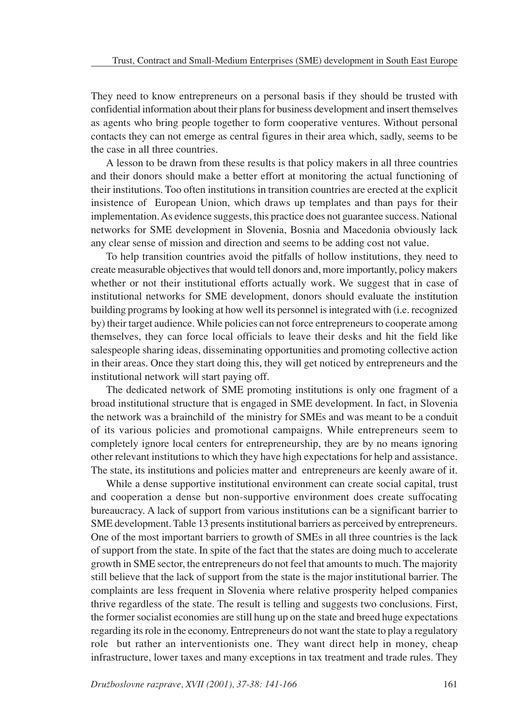They need to know entrepreneurs on a personal basis if they should be trusted with confidential information about their plans for business development and insert themselves as agents who bring people together to form cooperative ventures. Without personal contacts they can not emerge as central figures in their area which, sadly, seems to be the case in all three countries.

A lesson to be drawn from these results is that policy makers in all three countries and their donors should make a better effort at monitoring the actual functioning of their institutions. Too often institutions in transition countries are erected at the explicit insistence of European Union, which draws up templates and than pays for their implementation. As evidence suggests, this practice does not guarantee success. National networks for SME development in Slovenia, Bosnia and Macedonia obviously lack any clear sense of mission and direction and seems to be adding cost not value.

To help transition countries avoid the pitfalls of hollow institutions, they need to create measurable objectives that would tell donors and, more importantly, policy makers whether or not their institutional efforts actually work. We suggest that in case of institutional networks for SME development, donors should evaluate the institution building programs by looking at how well its personnel is integrated with (i.e. recognized by) their target audience. While policies can not force entrepreneurs to cooperate among themselves, they can force local officials to leave their desks and hit the field like salespeople sharing ideas, disseminating opportunities and promoting collective action in their areas. Once they start doing this, they will get noticed by entrepreneurs and the institutional network will start paying off.

The dedicated network of SME promoting institutions is only one fragment of a broad institutional structure that is engaged in SME development. In fact, in Slovenia the network was a brainchild of the ministry for SMEs and was meant to be a conduit of its various policies and promotional campaigns. While entrepreneurs seem to completely ignore local centers for entrepreneurship, they are by no means ignoring other relevant institutions to which they have high expectations for help and assistance. The state, its institutions and policies matter and entrepreneurs are keenly aware of it.

While a dense supportive institutional environment can create social capital, trust and cooperation a dense but non-supportive environment does create suffocating bureaucracy. A lack of support from various institutions can be a significant barrier to SME development. Table 13 presents institutional barriers as perceived by entrepreneurs. One of the most important barriers to growth of SMEs in all three countries is the lack of support from the state. In spite of the fact that the states are doing much to accelerate growth in SME sector, the entrepreneurs do not feel that amounts to much. The majority still believe that the lack of support from the state is the major institutional barrier. The complaints are less frequent in Slovenia where relative prosperity helped companies thrive regardless of the state. The result is telling and suggests two conclusions. First, the former socialist economies are still hung up on the state and breed huge expectations regarding its role in the economy. Entrepreneurs do not want the state to play a regulatory role but rather an interventionists one. They want direct help in money, cheap infrastructure, lower taxes and many exceptions in tax treatment and trade rules. They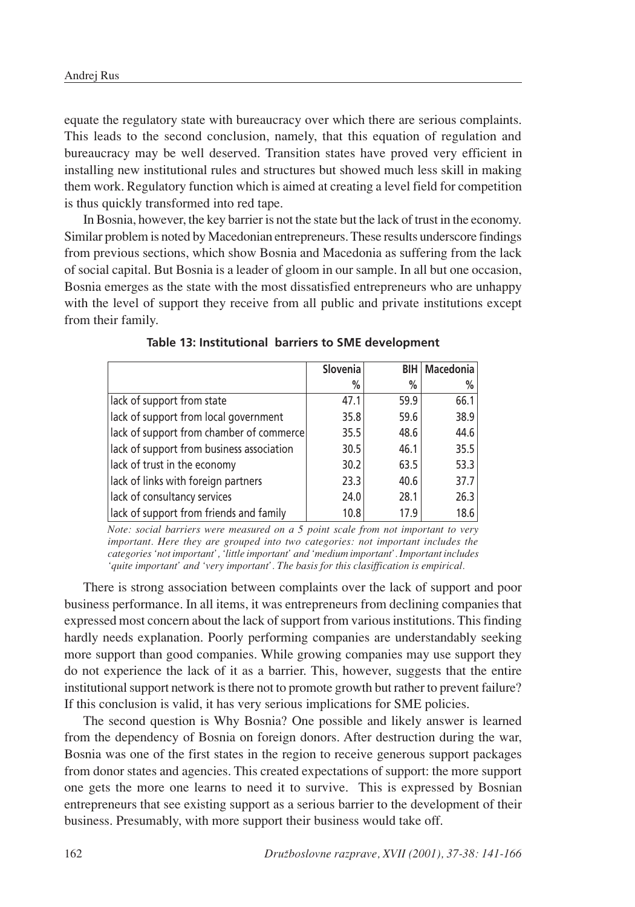equate the regulatory state with bureaucracy over which there are serious complaints. This leads to the second conclusion, namely, that this equation of regulation and bureaucracy may be well deserved. Transition states have proved very efficient in installing new institutional rules and structures but showed much less skill in making them work. Regulatory function which is aimed at creating a level field for competition is thus quickly transformed into red tape.

In Bosnia, however, the key barrier is not the state but the lack of trust in the economy. Similar problem is noted by Macedonian entrepreneurs. These results underscore findings from previous sections, which show Bosnia and Macedonia as suffering from the lack of social capital. But Bosnia is a leader of gloom in our sample. In all but one occasion, Bosnia emerges as the state with the most dissatisfied entrepreneurs who are unhappy with the level of support they receive from all public and private institutions except from their family.

**Table 13: Institutional barriers to SME development**

| | Slovenia | BIH | Macedonia |
|---|---|---|---|
| | % | % | % |
| lack of support from state | 47.1 | 59.9 | 66.1 |
| lack of support from local government | 35.8 | 59.6 | 38.9 |
| lack of support from chamber of commerce | 35.5 | 48.6 | 44.6 |
| lack of support from business association | 30.5 | 46.1 | 35.5 |
| lack of trust in the economy | 30.2 | 63.5 | 53.3 |
| lack of links with foreign partners | 23.3 | 40.6 | 37.7 |
| lack of consultancy services | 24.0 | 28.1 | 26.3 |
| lack of support from friends and family | 10.8 | 17.9 | 18.6 |

*Note: social barriers were measured on a 5 point scale from not important to very important. Here they are grouped into two categories: not important includes the categories 'not important', 'little important' and 'medium important'. Important includes 'quite important' and 'very important'. The basis for this clasiffication is empirical.*

There is strong association between complaints over the lack of support and poor business performance. In all items, it was entrepreneurs from declining companies that expressed most concern about the lack of support from various institutions. This finding hardly needs explanation. Poorly performing companies are understandably seeking more support than good companies. While growing companies may use support they do not experience the lack of it as a barrier. This, however, suggests that the entire institutional support network is there not to promote growth but rather to prevent failure? If this conclusion is valid, it has very serious implications for SME policies.

The second question is Why Bosnia? One possible and likely answer is learned from the dependency of Bosnia on foreign donors. After destruction during the war, Bosnia was one of the first states in the region to receive generous support packages from donor states and agencies. This created expectations of support: the more support one gets the more one learns to need it to survive. This is expressed by Bosnian entrepreneurs that see existing support as a serious barrier to the development of their business. Presumably, with more support their business would take off.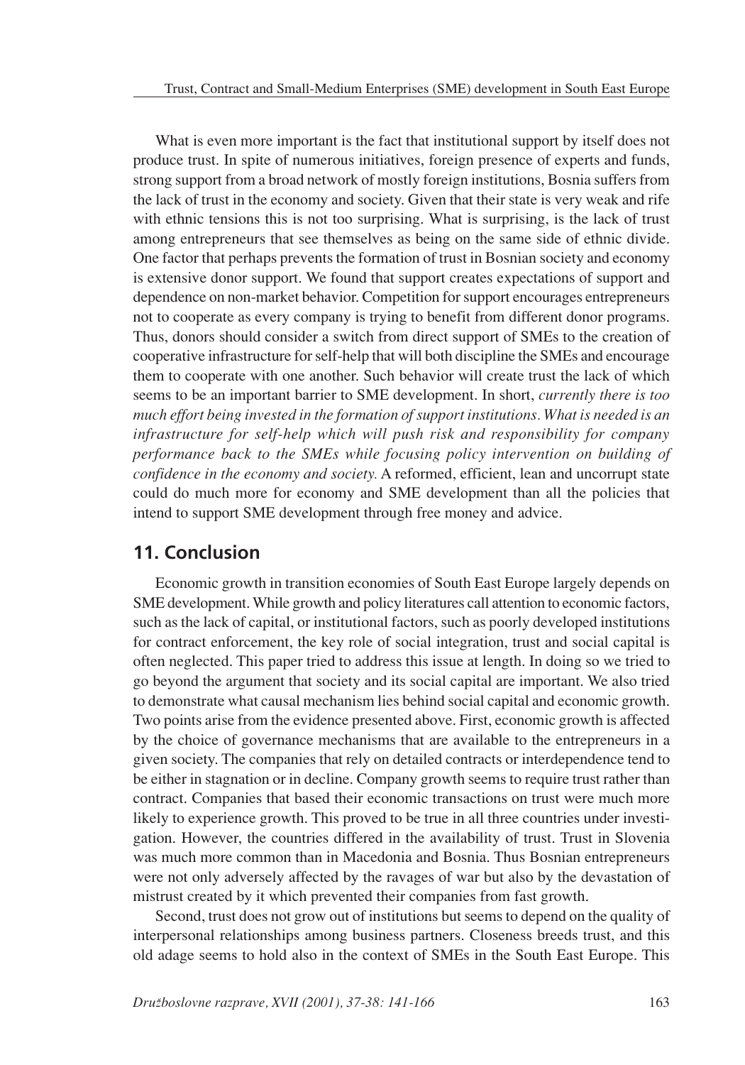What is even more important is the fact that institutional support by itself does not produce trust. In spite of numerous initiatives, foreign presence of experts and funds, strong support from a broad network of mostly foreign institutions, Bosnia suffers from the lack of trust in the economy and society. Given that their state is very weak and rife with ethnic tensions this is not too surprising. What is surprising, is the lack of trust among entrepreneurs that see themselves as being on the same side of ethnic divide. One factor that perhaps prevents the formation of trust in Bosnian society and economy is extensive donor support. We found that support creates expectations of support and dependence on non-market behavior. Competition for support encourages entrepreneurs not to cooperate as every company is trying to benefit from different donor programs. Thus, donors should consider a switch from direct support of SMEs to the creation of cooperative infrastructure for self-help that will both discipline the SMEs and encourage them to cooperate with one another. Such behavior will create trust the lack of which seems to be an important barrier to SME development. In short, *currently there is too much effort being invested in the formation of support institutions. What is needed is an infrastructure for self-help which will push risk and responsibility for company performance back to the SMEs while focusing policy intervention on building of confidence in the economy and society.* A reformed, efficient, lean and uncorrupt state could do much more for economy and SME development than all the policies that intend to support SME development through free money and advice.

## 11. Conclusion

Economic growth in transition economies of South East Europe largely depends on SME development. While growth and policy literatures call attention to economic factors, such as the lack of capital, or institutional factors, such as poorly developed institutions for contract enforcement, the key role of social integration, trust and social capital is often neglected. This paper tried to address this issue at length. In doing so we tried to go beyond the argument that society and its social capital are important. We also tried to demonstrate what causal mechanism lies behind social capital and economic growth. Two points arise from the evidence presented above. First, economic growth is affected by the choice of governance mechanisms that are available to the entrepreneurs in a given society. The companies that rely on detailed contracts or interdependence tend to be either in stagnation or in decline. Company growth seems to require trust rather than contract. Companies that based their economic transactions on trust were much more likely to experience growth. This proved to be true in all three countries under investigation. However, the countries differed in the availability of trust. Trust in Slovenia was much more common than in Macedonia and Bosnia. Thus Bosnian entrepreneurs were not only adversely affected by the ravages of war but also by the devastation of mistrust created by it which prevented their companies from fast growth.

Second, trust does not grow out of institutions but seems to depend on the quality of interpersonal relationships among business partners. Closeness breeds trust, and this old adage seems to hold also in the context of SMEs in the South East Europe. This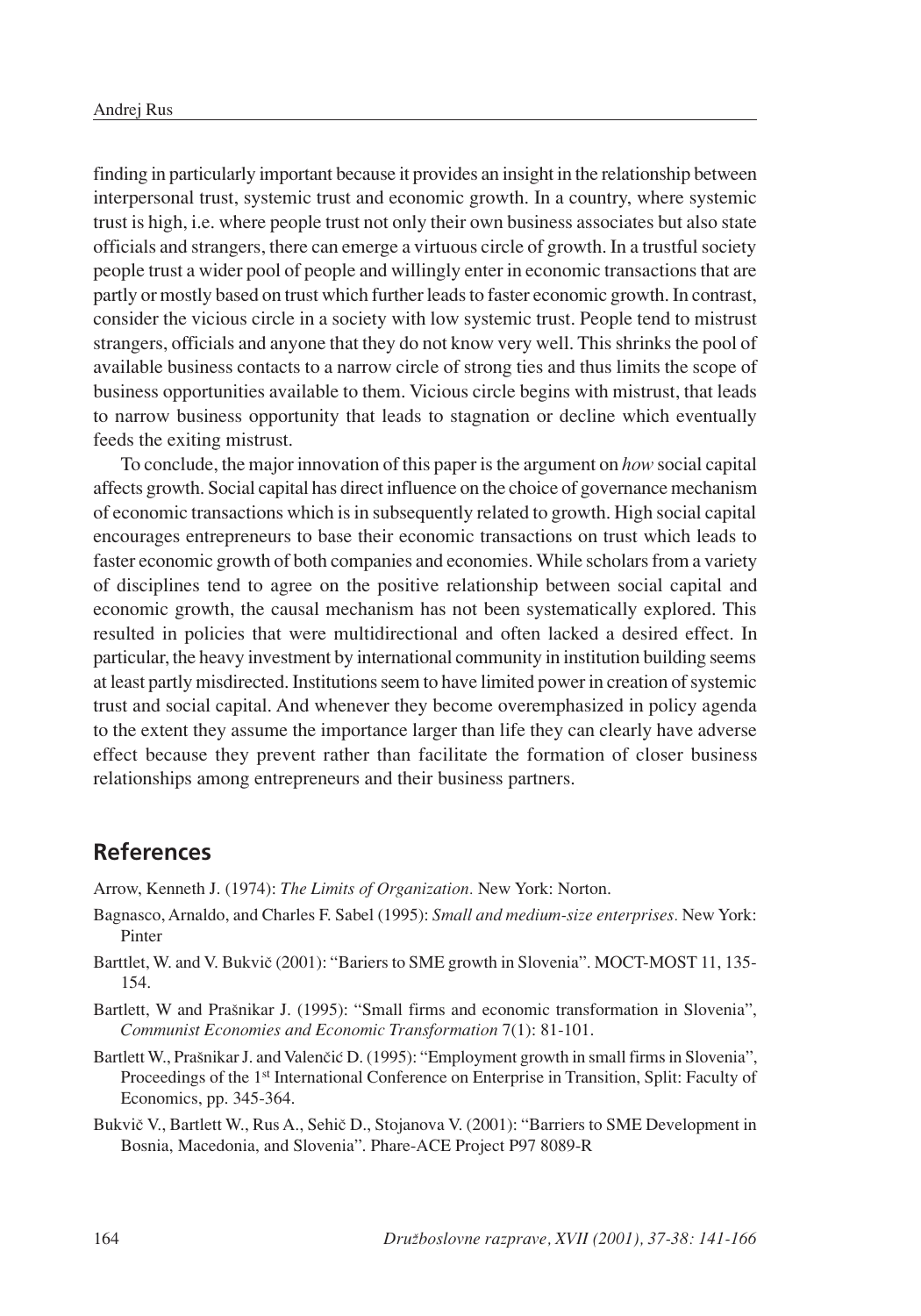finding in particularly important because it provides an insight in the relationship between interpersonal trust, systemic trust and economic growth. In a country, where systemic trust is high, i.e. where people trust not only their own business associates but also state officials and strangers, there can emerge a virtuous circle of growth. In a trustful society people trust a wider pool of people and willingly enter in economic transactions that are partly or mostly based on trust which further leads to faster economic growth. In contrast, consider the vicious circle in a society with low systemic trust. People tend to mistrust strangers, officials and anyone that they do not know very well. This shrinks the pool of available business contacts to a narrow circle of strong ties and thus limits the scope of business opportunities available to them. Vicious circle begins with mistrust, that leads to narrow business opportunity that leads to stagnation or decline which eventually feeds the exiting mistrust.

To conclude, the major innovation of this paper is the argument on *how* social capital affects growth. Social capital has direct influence on the choice of governance mechanism of economic transactions which is in subsequently related to growth. High social capital encourages entrepreneurs to base their economic transactions on trust which leads to faster economic growth of both companies and economies. While scholars from a variety of disciplines tend to agree on the positive relationship between social capital and economic growth, the causal mechanism has not been systematically explored. This resulted in policies that were multidirectional and often lacked a desired effect. In particular, the heavy investment by international community in institution building seems at least partly misdirected. Institutions seem to have limited power in creation of systemic trust and social capital. And whenever they become overemphasized in policy agenda to the extent they assume the importance larger than life they can clearly have adverse effect because they prevent rather than facilitate the formation of closer business relationships among entrepreneurs and their business partners.

## References

Arrow, Kenneth J. (1974): *The Limits of Organization.* New York: Norton.

Bagnasco, Arnaldo, and Charles F. Sabel (1995): *Small and medium-size enterprises.* New York: Pinter

Barttlet, W. and V. Bukvič (2001): "Bariers to SME growth in Slovenia". MOCT-MOST 11, 135-154.

Bartlett, W and Prašnikar J. (1995): "Small firms and economic transformation in Slovenia", *Communist Economies and Economic Transformation* 7(1): 81-101.

Bartlett W., Prašnikar J. and Valenčić D. (1995): "Employment growth in small firms in Slovenia", Proceedings of the 1st International Conference on Enterprise in Transition, Split: Faculty of Economics, pp. 345-364.

Bukvič V., Bartlett W., Rus A., Sehič D., Stojanova V. (2001): "Barriers to SME Development in Bosnia, Macedonia, and Slovenia". Phare-ACE Project P97 8089-R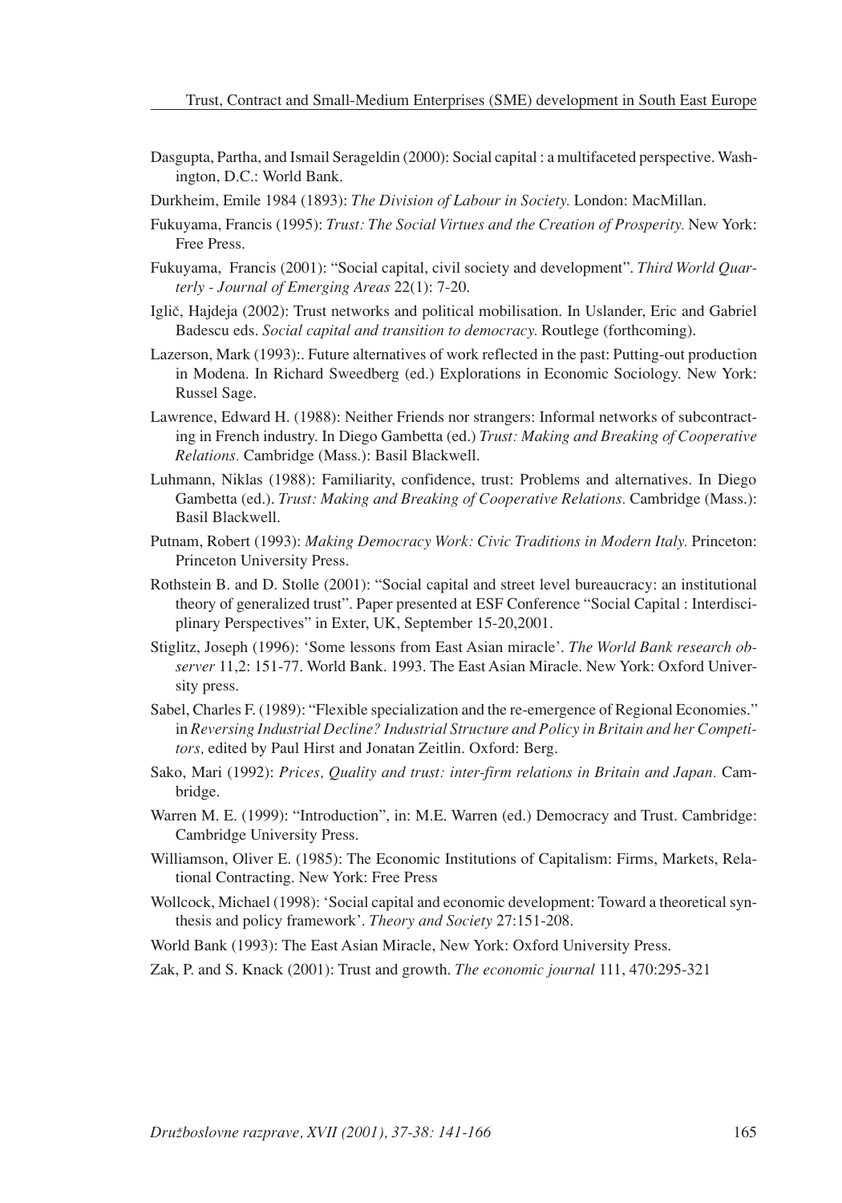Dasgupta, Partha, and Ismail Serageldin (2000): Social capital : a multifaceted perspective. Washington, D.C.: World Bank.

Durkheim, Emile 1984 (1893): *The Division of Labour in Society.* London: MacMillan.

Fukuyama, Francis (1995): *Trust: The Social Virtues and the Creation of Prosperity.* New York: Free Press.

Fukuyama, Francis (2001): "Social capital, civil society and development". *Third World Quarterly - Journal of Emerging Areas* 22(1): 7-20.

Iglič, Hajdeja (2002): Trust networks and political mobilisation. In Uslander, Eric and Gabriel Badescu eds. *Social capital and transition to democracy.* Routlege (forthcoming).

Lazerson, Mark (1993):. Future alternatives of work reflected in the past: Putting-out production in Modena. In Richard Sweedberg (ed.) Explorations in Economic Sociology. New York: Russel Sage.

Lawrence, Edward H. (1988): Neither Friends nor strangers: Informal networks of subcontracting in French industry. In Diego Gambetta (ed.) *Trust: Making and Breaking of Cooperative Relations.* Cambridge (Mass.): Basil Blackwell.

Luhmann, Niklas (1988): Familiarity, confidence, trust: Problems and alternatives. In Diego Gambetta (ed.). *Trust: Making and Breaking of Cooperative Relations.* Cambridge (Mass.): Basil Blackwell.

Putnam, Robert (1993): *Making Democracy Work: Civic Traditions in Modern Italy.* Princeton: Princeton University Press.

Rothstein B. and D. Stolle (2001): "Social capital and street level bureaucracy: an institutional theory of generalized trust". Paper presented at ESF Conference "Social Capital : Interdisciplinary Perspectives" in Exter, UK, September 15-20,2001.

Stiglitz, Joseph (1996): 'Some lessons from East Asian miracle'. *The World Bank research observer* 11,2: 151-77. World Bank. 1993. The East Asian Miracle. New York: Oxford University press.

Sabel, Charles F. (1989): "Flexible specialization and the re-emergence of Regional Economies." in *Reversing Industrial Decline? Industrial Structure and Policy in Britain and her Competitors,* edited by Paul Hirst and Jonatan Zeitlin. Oxford: Berg.

Sako, Mari (1992): *Prices, Quality and trust: inter-firm relations in Britain and Japan.* Cambridge.

Warren M. E. (1999): "Introduction", in: M.E. Warren (ed.) Democracy and Trust. Cambridge: Cambridge University Press.

Williamson, Oliver E. (1985): The Economic Institutions of Capitalism: Firms, Markets, Relational Contracting. New York: Free Press

Wollcock, Michael (1998): 'Social capital and economic development: Toward a theoretical synthesis and policy framework'. *Theory and Society* 27:151-208.

World Bank (1993): The East Asian Miracle, New York: Oxford University Press.

Zak, P. and S. Knack (2001): Trust and growth. *The economic journal* 111, 470:295-321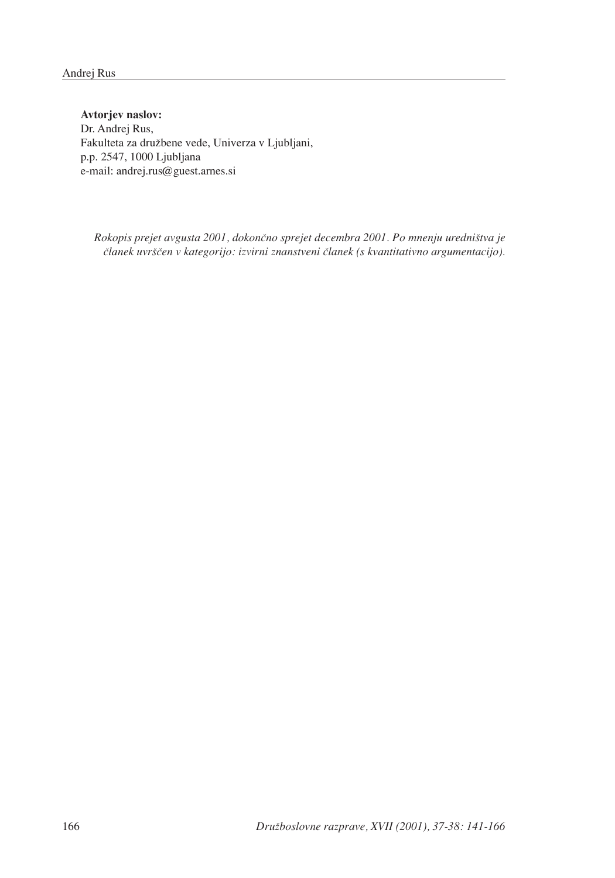**Avtorjev naslov:**
Dr. Andrej Rus,
Fakulteta za družbene vede, Univerza v Ljubljani,
p.p. 2547, 1000 Ljubljana
e-mail: andrej.rus@guest.arnes.si

*Rokopis prejet avgusta 2001, dokončno sprejet decembra 2001. Po mnenju uredništva je članek uvrščen v kategorijo: izvirni znanstveni članek (s kvantitativno argumentacijo).*